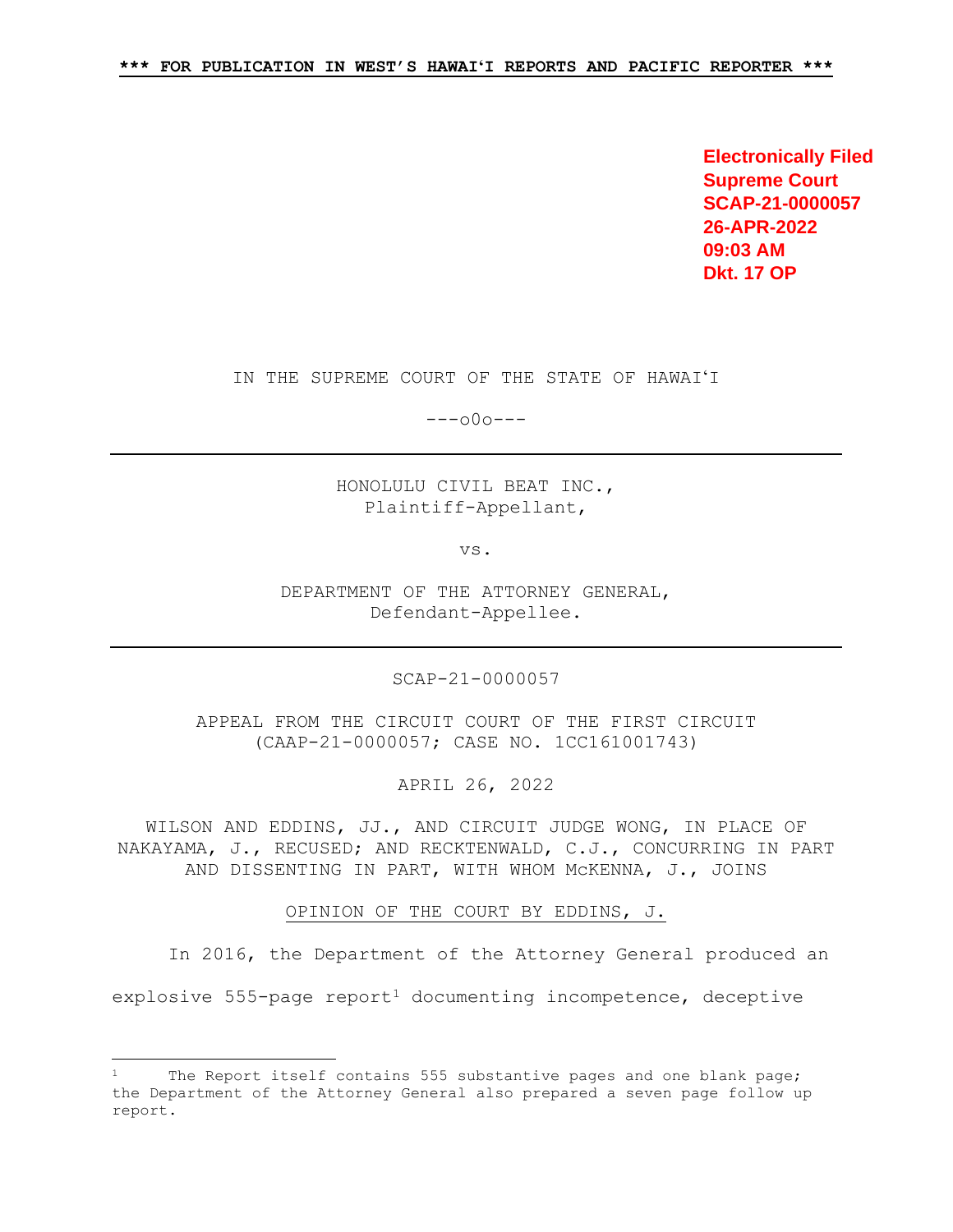\*\*\* FOR PUBLICATION IN WEST'S HAWAIʻI REPORTS AND PACIFIC REPORTER \*\*\*

**Electronically Filed**
**Supreme Court**
**SCAP-21-0000057**
**26-APR-2022**
**09:03 AM**
**Dkt. 17 OP**

IN THE SUPREME COURT OF THE STATE OF HAWAIʻI

---o0o---

---

HONOLULU CIVIL BEAT INC.,
Plaintiff-Appellant,

vs.

DEPARTMENT OF THE ATTORNEY GENERAL,
Defendant-Appellee.

---

SCAP-21-0000057

APPEAL FROM THE CIRCUIT COURT OF THE FIRST CIRCUIT
(CAAP-21-0000057; CASE NO. 1CC161001743)

APRIL 26, 2022

WILSON AND EDDINS, JJ., AND CIRCUIT JUDGE WONG, IN PLACE OF NAKAYAMA, J., RECUSED; AND RECKTENWALD, C.J., CONCURRING IN PART AND DISSENTING IN PART, WITH WHOM McKENNA, J., JOINS

OPINION OF THE COURT BY EDDINS, J.

In 2016, the Department of the Attorney General produced an explosive 555-page report[1] documenting incompetence, deceptive

---

[1] The Report itself contains 555 substantive pages and one blank page; the Department of the Attorney General also prepared a seven page follow up report.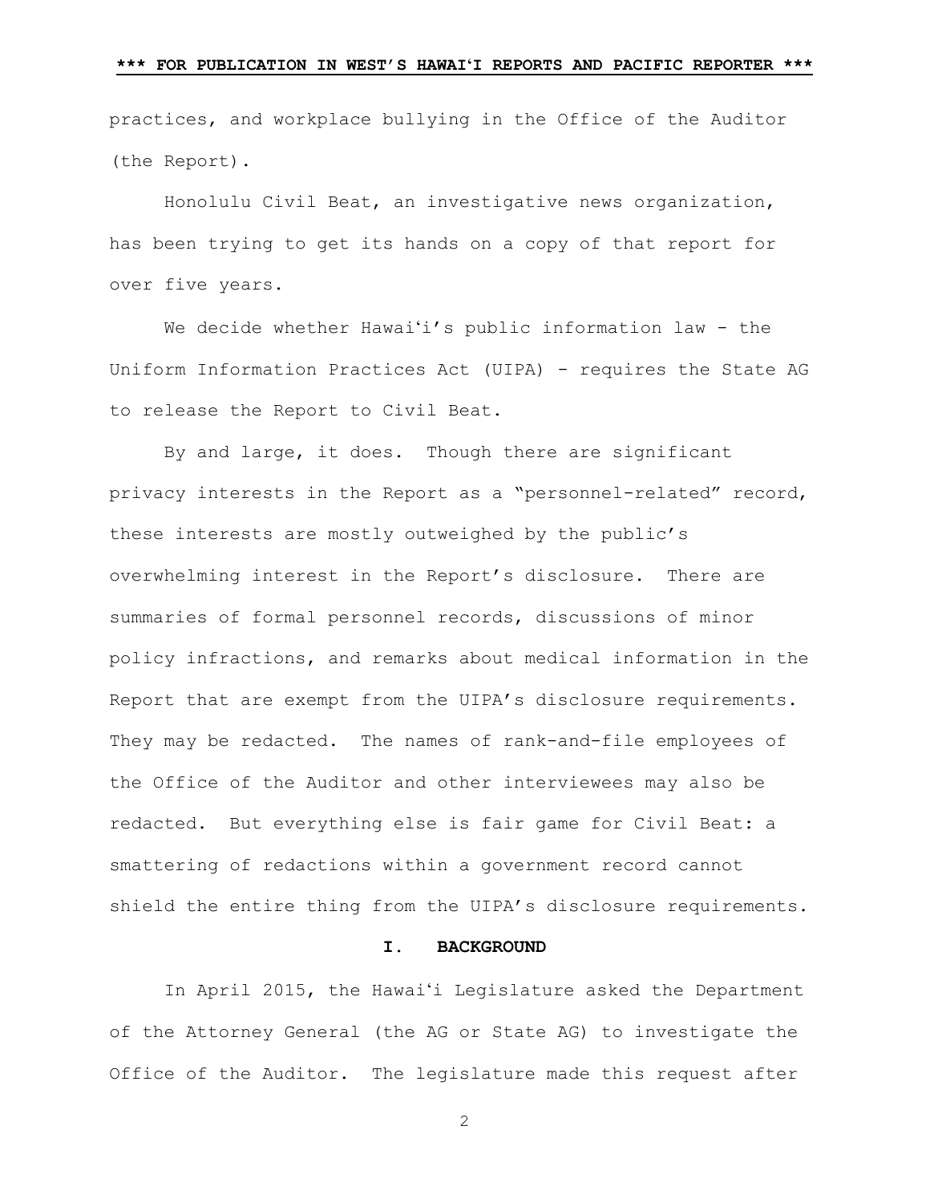practices, and workplace bullying in the Office of the Auditor (the Report).

Honolulu Civil Beat, an investigative news organization, has been trying to get its hands on a copy of that report for over five years.

We decide whether Hawaiʻi's public information law - the Uniform Information Practices Act (UIPA) - requires the State AG to release the Report to Civil Beat.

By and large, it does. Though there are significant privacy interests in the Report as a "personnel-related" record, these interests are mostly outweighed by the public's overwhelming interest in the Report's disclosure. There are summaries of formal personnel records, discussions of minor policy infractions, and remarks about medical information in the Report that are exempt from the UIPA's disclosure requirements. They may be redacted. The names of rank-and-file employees of the Office of the Auditor and other interviewees may also be redacted. But everything else is fair game for Civil Beat: a smattering of redactions within a government record cannot shield the entire thing from the UIPA's disclosure requirements.

## I. BACKGROUND

In April 2015, the Hawaiʻi Legislature asked the Department of the Attorney General (the AG or State AG) to investigate the Office of the Auditor. The legislature made this request after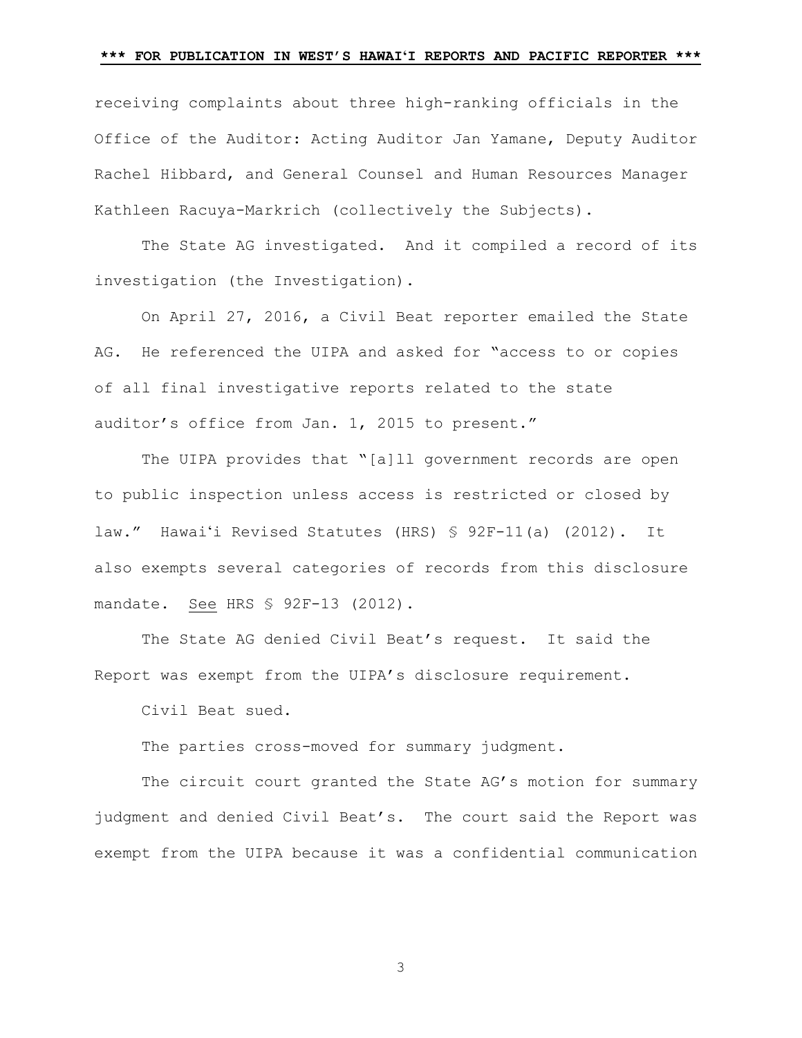receiving complaints about three high-ranking officials in the Office of the Auditor: Acting Auditor Jan Yamane, Deputy Auditor Rachel Hibbard, and General Counsel and Human Resources Manager Kathleen Racuya-Markrich (collectively the Subjects).

The State AG investigated. And it compiled a record of its investigation (the Investigation).

On April 27, 2016, a Civil Beat reporter emailed the State AG. He referenced the UIPA and asked for "access to or copies of all final investigative reports related to the state auditor's office from Jan. 1, 2015 to present."

The UIPA provides that "[a]ll government records are open to public inspection unless access is restricted or closed by law." Hawaiʻi Revised Statutes (HRS) § 92F-11(a) (2012). It also exempts several categories of records from this disclosure mandate. See HRS § 92F-13 (2012).

The State AG denied Civil Beat's request. It said the Report was exempt from the UIPA's disclosure requirement.

Civil Beat sued.

The parties cross-moved for summary judgment.

The circuit court granted the State AG's motion for summary judgment and denied Civil Beat's. The court said the Report was exempt from the UIPA because it was a confidential communication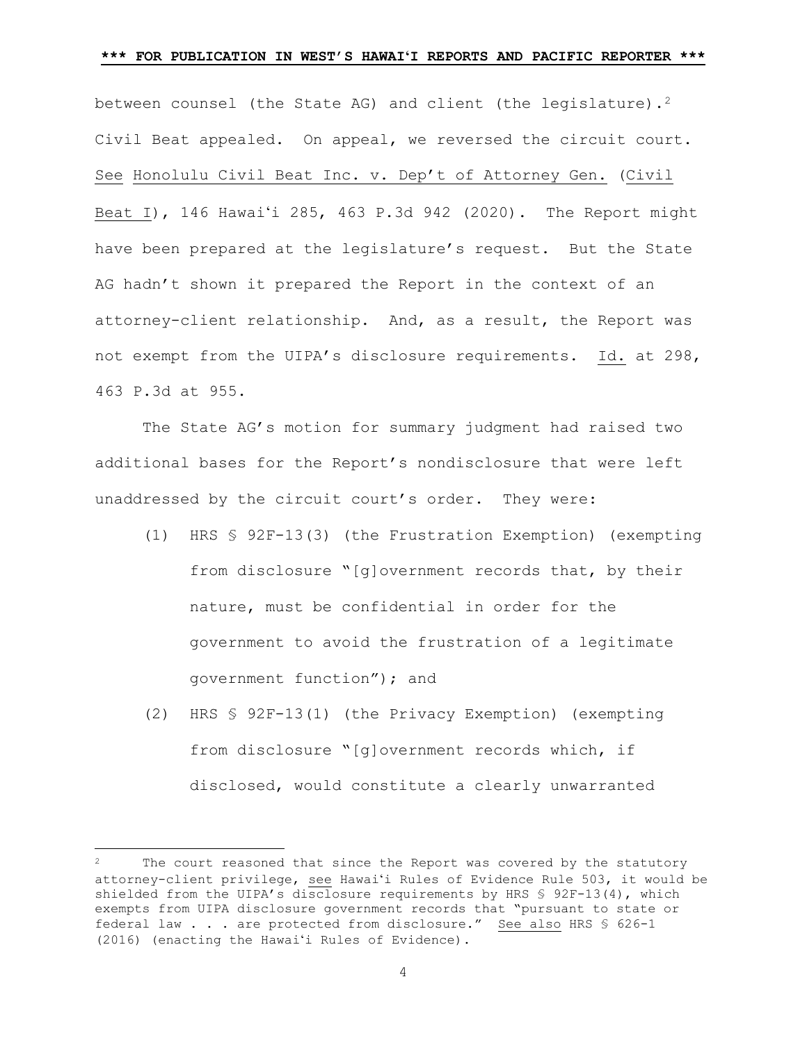between counsel (the State AG) and client (the legislature).[2] Civil Beat appealed. On appeal, we reversed the circuit court. See Honolulu Civil Beat Inc. v. Dep't of Attorney Gen. (Civil Beat I), 146 Hawaiʻi 285, 463 P.3d 942 (2020). The Report might have been prepared at the legislature's request. But the State AG hadn't shown it prepared the Report in the context of an attorney-client relationship. And, as a result, the Report was not exempt from the UIPA's disclosure requirements. Id. at 298, 463 P.3d at 955.

The State AG's motion for summary judgment had raised two additional bases for the Report's nondisclosure that were left unaddressed by the circuit court's order. They were:

(1) HRS § 92F-13(3) (the Frustration Exemption) (exempting from disclosure "[g]overnment records that, by their nature, must be confidential in order for the government to avoid the frustration of a legitimate government function"); and

(2) HRS § 92F-13(1) (the Privacy Exemption) (exempting from disclosure "[g]overnment records which, if disclosed, would constitute a clearly unwarranted

---

[2] The court reasoned that since the Report was covered by the statutory attorney-client privilege, see Hawaiʻi Rules of Evidence Rule 503, it would be shielded from the UIPA's disclosure requirements by HRS § 92F-13(4), which exempts from UIPA disclosure government records that "pursuant to state or federal law . . . are protected from disclosure." See also HRS § 626-1 (2016) (enacting the Hawaiʻi Rules of Evidence).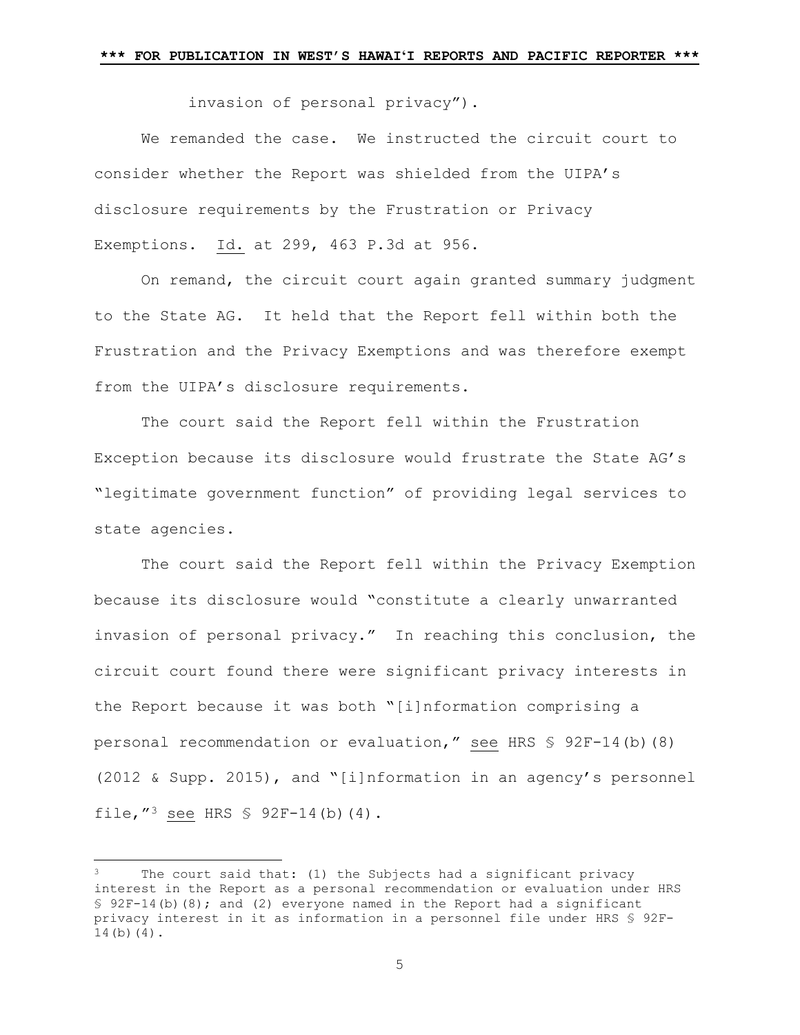invasion of personal privacy").

We remanded the case. We instructed the circuit court to consider whether the Report was shielded from the UIPA's disclosure requirements by the Frustration or Privacy Exemptions. Id. at 299, 463 P.3d at 956.

On remand, the circuit court again granted summary judgment to the State AG. It held that the Report fell within both the Frustration and the Privacy Exemptions and was therefore exempt from the UIPA's disclosure requirements.

The court said the Report fell within the Frustration Exception because its disclosure would frustrate the State AG's "legitimate government function" of providing legal services to state agencies.

The court said the Report fell within the Privacy Exemption because its disclosure would "constitute a clearly unwarranted invasion of personal privacy." In reaching this conclusion, the circuit court found there were significant privacy interests in the Report because it was both "[i]nformation comprising a personal recommendation or evaluation," see HRS § 92F-14(b)(8) (2012 & Supp. 2015), and "[i]nformation in an agency's personnel file,"[3] see HRS § 92F-14(b)(4).

---

[3] The court said that: (1) the Subjects had a significant privacy interest in the Report as a personal recommendation or evaluation under HRS § 92F-14(b)(8); and (2) everyone named in the Report had a significant privacy interest in it as information in a personnel file under HRS § 92F-14(b)(4).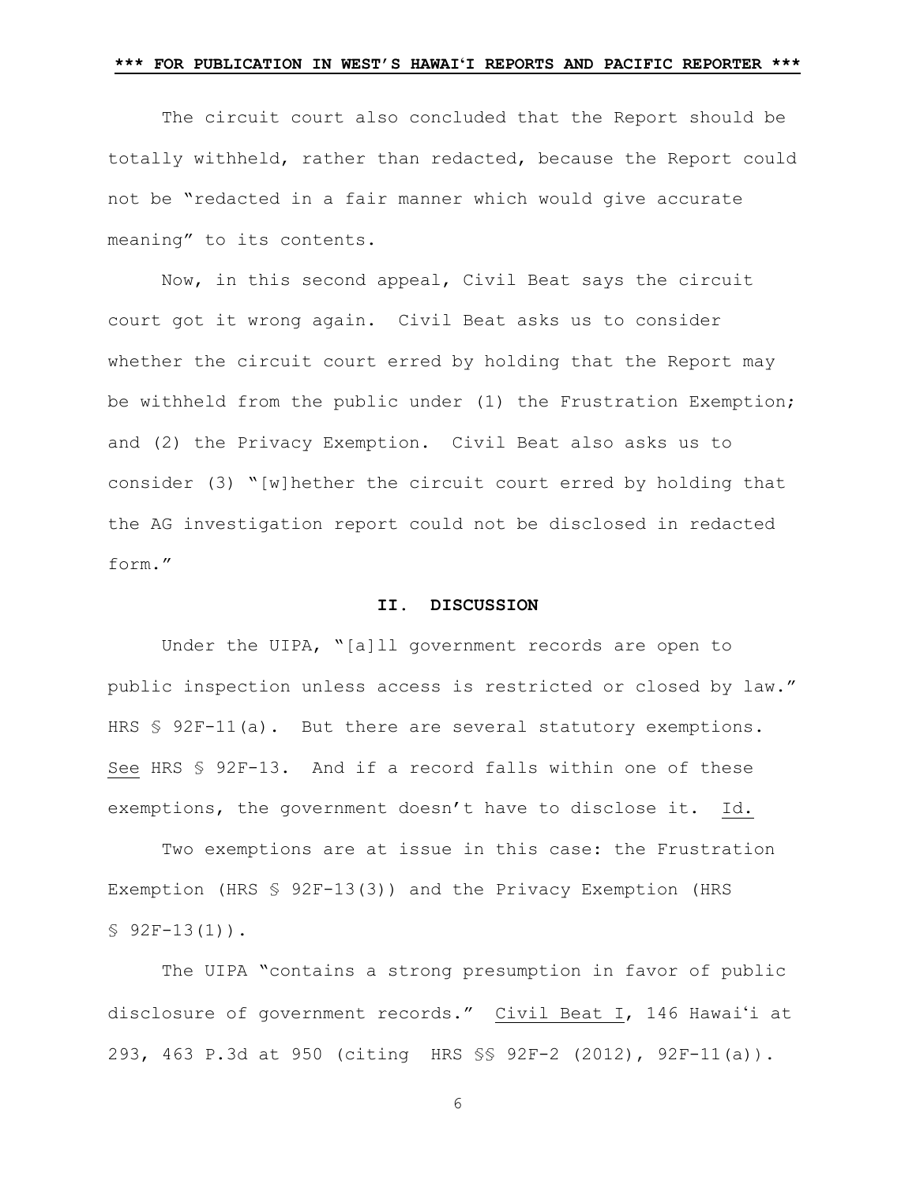The circuit court also concluded that the Report should be totally withheld, rather than redacted, because the Report could not be "redacted in a fair manner which would give accurate meaning" to its contents.

Now, in this second appeal, Civil Beat says the circuit court got it wrong again. Civil Beat asks us to consider whether the circuit court erred by holding that the Report may be withheld from the public under (1) the Frustration Exemption; and (2) the Privacy Exemption. Civil Beat also asks us to consider (3) "[w]hether the circuit court erred by holding that the AG investigation report could not be disclosed in redacted form."

## II. DISCUSSION

Under the UIPA, "[a]ll government records are open to public inspection unless access is restricted or closed by law." HRS § 92F-11(a). But there are several statutory exemptions. See HRS § 92F-13. And if a record falls within one of these exemptions, the government doesn't have to disclose it. Id.

Two exemptions are at issue in this case: the Frustration Exemption (HRS § 92F-13(3)) and the Privacy Exemption (HRS § 92F-13(1)).

The UIPA "contains a strong presumption in favor of public disclosure of government records." Civil Beat I, 146 Hawaiʻi at 293, 463 P.3d at 950 (citing HRS §§ 92F-2 (2012), 92F-11(a)).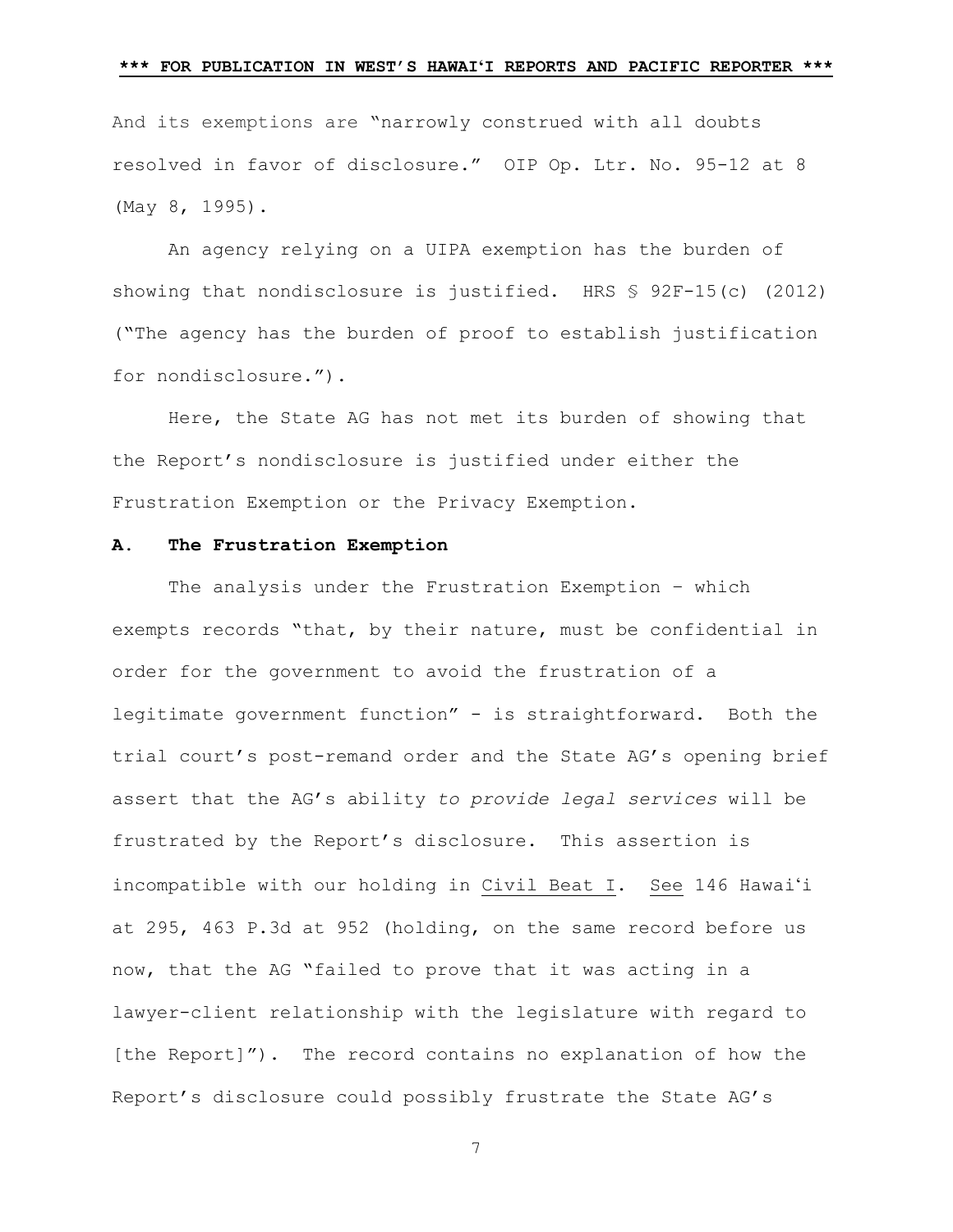And its exemptions are "narrowly construed with all doubts resolved in favor of disclosure." OIP Op. Ltr. No. 95-12 at 8 (May 8, 1995).

An agency relying on a UIPA exemption has the burden of showing that nondisclosure is justified. HRS § 92F-15(c) (2012) ("The agency has the burden of proof to establish justification for nondisclosure.").

Here, the State AG has not met its burden of showing that the Report's nondisclosure is justified under either the Frustration Exemption or the Privacy Exemption.

### A. The Frustration Exemption

The analysis under the Frustration Exemption – which exempts records "that, by their nature, must be confidential in order for the government to avoid the frustration of a legitimate government function" - is straightforward. Both the trial court's post-remand order and the State AG's opening brief assert that the AG's ability *to provide legal services* will be frustrated by the Report's disclosure. This assertion is incompatible with our holding in Civil Beat I. See 146 Hawaiʻi at 295, 463 P.3d at 952 (holding, on the same record before us now, that the AG "failed to prove that it was acting in a lawyer-client relationship with the legislature with regard to [the Report]"). The record contains no explanation of how the Report's disclosure could possibly frustrate the State AG's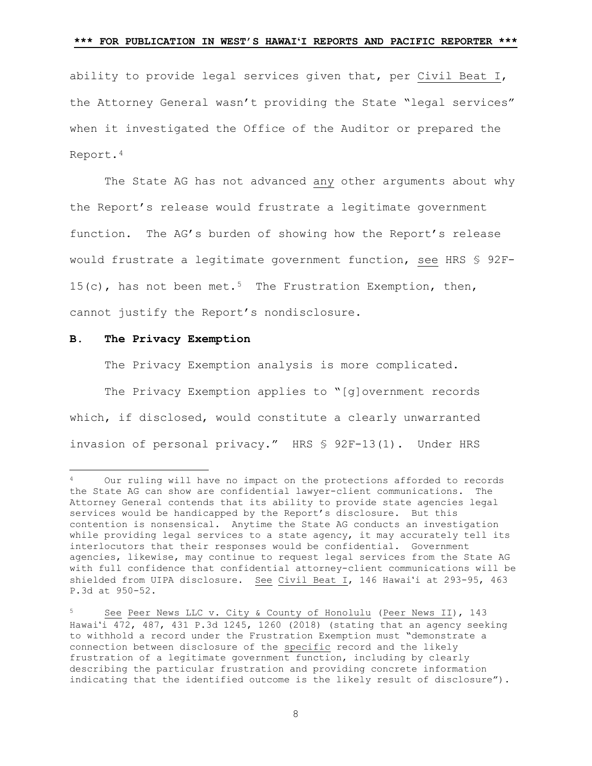ability to provide legal services given that, per Civil Beat I, the Attorney General wasn't providing the State "legal services" when it investigated the Office of the Auditor or prepared the Report.[4]

The State AG has not advanced any other arguments about why the Report's release would frustrate a legitimate government function. The AG's burden of showing how the Report's release would frustrate a legitimate government function, see HRS § 92F-15(c), has not been met.[5] The Frustration Exemption, then, cannot justify the Report's nondisclosure.

### B. The Privacy Exemption

The Privacy Exemption analysis is more complicated.

The Privacy Exemption applies to "[g]overnment records which, if disclosed, would constitute a clearly unwarranted invasion of personal privacy." HRS § 92F-13(1). Under HRS

---

[4] Our ruling will have no impact on the protections afforded to records the State AG can show are confidential lawyer-client communications. The Attorney General contends that its ability to provide state agencies legal services would be handicapped by the Report's disclosure. But this contention is nonsensical. Anytime the State AG conducts an investigation while providing legal services to a state agency, it may accurately tell its interlocutors that their responses would be confidential. Government agencies, likewise, may continue to request legal services from the State AG with full confidence that confidential attorney-client communications will be shielded from UIPA disclosure. See Civil Beat I, 146 Hawaiʻi at 293-95, 463 P.3d at 950-52.

[5] See Peer News LLC v. City & County of Honolulu (Peer News II), 143 Hawaiʻi 472, 487, 431 P.3d 1245, 1260 (2018) (stating that an agency seeking to withhold a record under the Frustration Exemption must "demonstrate a connection between disclosure of the specific record and the likely frustration of a legitimate government function, including by clearly describing the particular frustration and providing concrete information indicating that the identified outcome is the likely result of disclosure").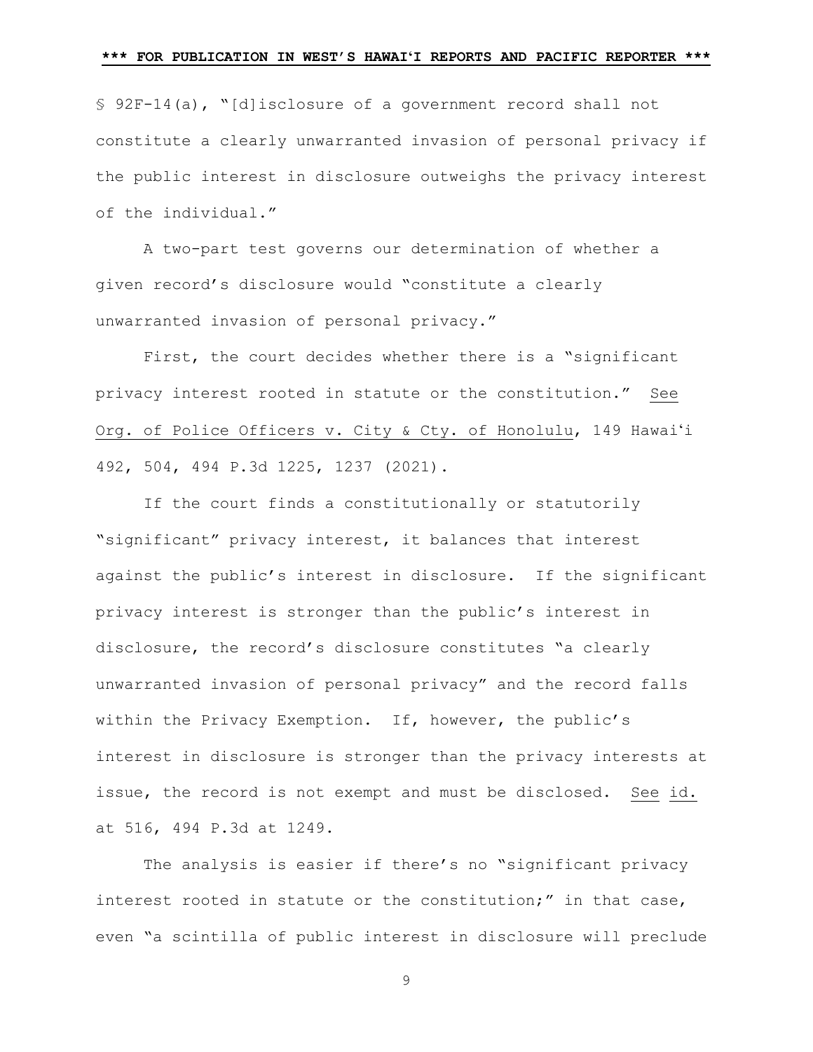§ 92F-14(a), "[d]isclosure of a government record shall not constitute a clearly unwarranted invasion of personal privacy if the public interest in disclosure outweighs the privacy interest of the individual."

A two-part test governs our determination of whether a given record's disclosure would "constitute a clearly unwarranted invasion of personal privacy."

First, the court decides whether there is a "significant privacy interest rooted in statute or the constitution." See Org. of Police Officers v. City & Cty. of Honolulu, 149 Hawaiʻi 492, 504, 494 P.3d 1225, 1237 (2021).

If the court finds a constitutionally or statutorily "significant" privacy interest, it balances that interest against the public's interest in disclosure. If the significant privacy interest is stronger than the public's interest in disclosure, the record's disclosure constitutes "a clearly unwarranted invasion of personal privacy" and the record falls within the Privacy Exemption. If, however, the public's interest in disclosure is stronger than the privacy interests at issue, the record is not exempt and must be disclosed. See id. at 516, 494 P.3d at 1249.

The analysis is easier if there's no "significant privacy interest rooted in statute or the constitution;" in that case, even "a scintilla of public interest in disclosure will preclude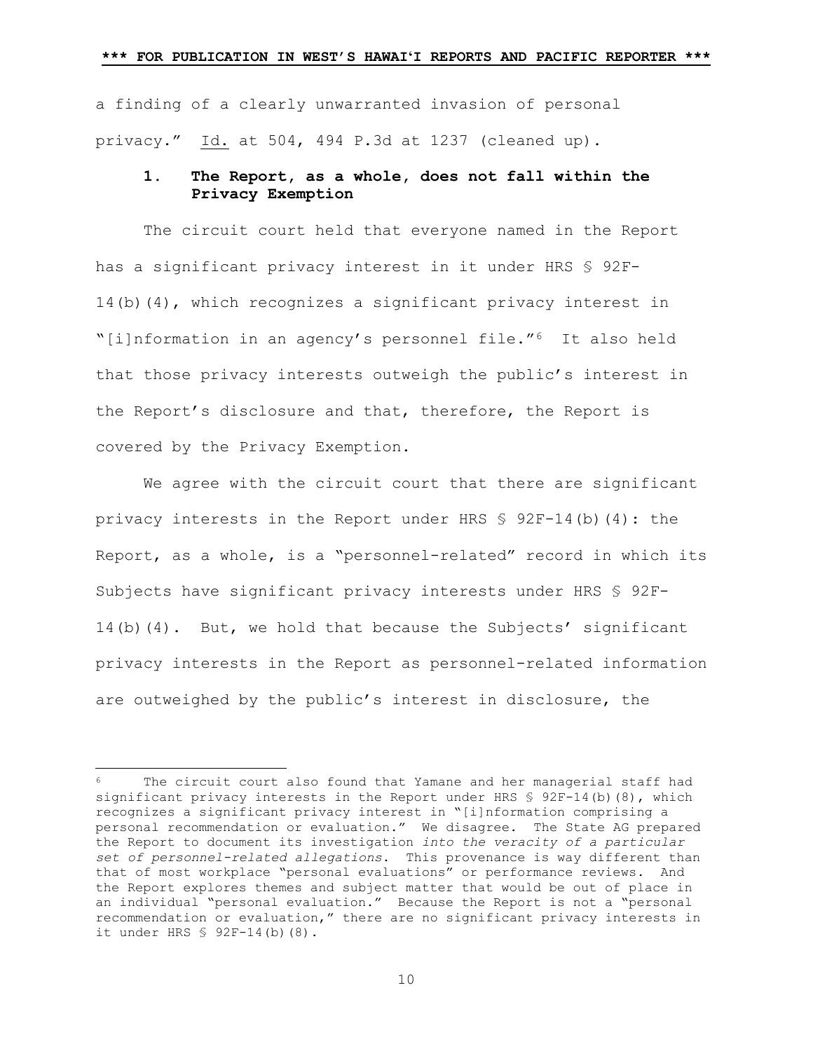a finding of a clearly unwarranted invasion of personal privacy." Id. at 504, 494 P.3d at 1237 (cleaned up).

### 1. The Report, as a whole, does not fall within the Privacy Exemption

The circuit court held that everyone named in the Report has a significant privacy interest in it under HRS § 92F-14(b)(4), which recognizes a significant privacy interest in "[i]nformation in an agency's personnel file."[6] It also held that those privacy interests outweigh the public's interest in the Report's disclosure and that, therefore, the Report is covered by the Privacy Exemption.

We agree with the circuit court that there are significant privacy interests in the Report under HRS § 92F-14(b)(4): the Report, as a whole, is a "personnel-related" record in which its Subjects have significant privacy interests under HRS § 92F-14(b)(4). But, we hold that because the Subjects' significant privacy interests in the Report as personnel-related information are outweighed by the public's interest in disclosure, the

---

[6] The circuit court also found that Yamane and her managerial staff had significant privacy interests in the Report under HRS § 92F-14(b)(8), which recognizes a significant privacy interest in "[i]nformation comprising a personal recommendation or evaluation." We disagree. The State AG prepared the Report to document its investigation *into the veracity of a particular set of personnel-related allegations*. This provenance is way different than that of most workplace "personal evaluations" or performance reviews. And the Report explores themes and subject matter that would be out of place in an individual "personal evaluation." Because the Report is not a "personal recommendation or evaluation," there are no significant privacy interests in it under HRS § 92F-14(b)(8).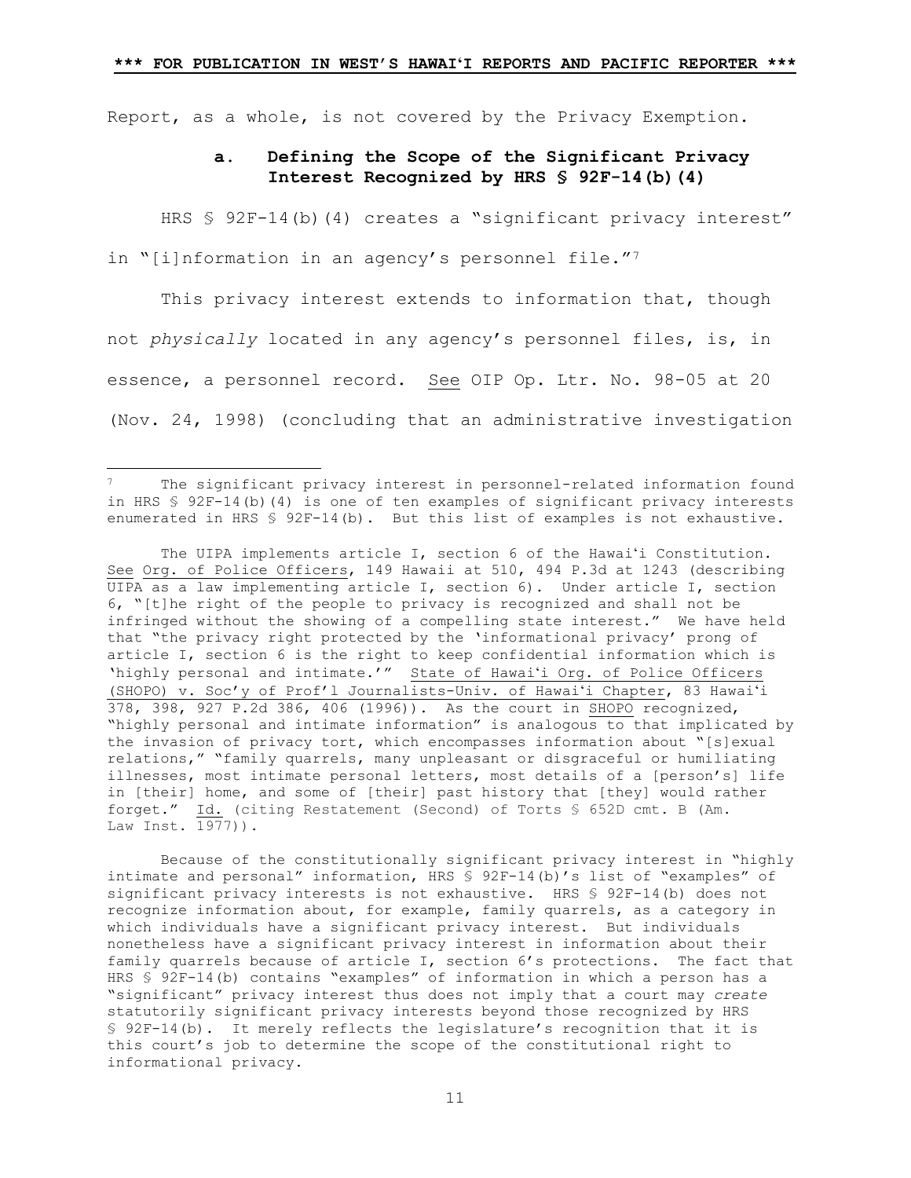Report, as a whole, is not covered by the Privacy Exemption.

### a. Defining the Scope of the Significant Privacy Interest Recognized by HRS § 92F-14(b)(4)

HRS § 92F-14(b)(4) creates a "significant privacy interest" in "[i]nformation in an agency's personnel file."[7]

This privacy interest extends to information that, though not *physically* located in any agency's personnel files, is, in essence, a personnel record. See OIP Op. Ltr. No. 98-05 at 20 (Nov. 24, 1998) (concluding that an administrative investigation

---

[7] The significant privacy interest in personnel-related information found in HRS § 92F-14(b)(4) is one of ten examples of significant privacy interests enumerated in HRS § 92F-14(b). But this list of examples is not exhaustive.

The UIPA implements article I, section 6 of the Hawaiʻi Constitution. See Org. of Police Officers, 149 Hawaii at 510, 494 P.3d at 1243 (describing UIPA as a law implementing article I, section 6). Under article I, section 6, "[t]he right of the people to privacy is recognized and shall not be infringed without the showing of a compelling state interest." We have held that "the privacy right protected by the 'informational privacy' prong of article I, section 6 is the right to keep confidential information which is 'highly personal and intimate.'" State of Hawaiʻi Org. of Police Officers (SHOPO) v. Soc'y of Prof'l Journalists-Univ. of Hawaiʻi Chapter, 83 Hawaiʻi 378, 398, 927 P.2d 386, 406 (1996)). As the court in SHOPO recognized, "highly personal and intimate information" is analogous to that implicated by the invasion of privacy tort, which encompasses information about "[s]exual relations," "family quarrels, many unpleasant or disgraceful or humiliating illnesses, most intimate personal letters, most details of a [person's] life in [their] home, and some of [their] past history that [they] would rather forget." Id. (citing Restatement (Second) of Torts § 652D cmt. B (Am. Law Inst. 1977)).

Because of the constitutionally significant privacy interest in "highly intimate and personal" information, HRS § 92F-14(b)'s list of "examples" of significant privacy interests is not exhaustive. HRS § 92F-14(b) does not recognize information about, for example, family quarrels, as a category in which individuals have a significant privacy interest. But individuals nonetheless have a significant privacy interest in information about their family quarrels because of article I, section 6's protections. The fact that HRS § 92F-14(b) contains "examples" of information in which a person has a "significant" privacy interest thus does not imply that a court may *create* statutorily significant privacy interests beyond those recognized by HRS § 92F-14(b). It merely reflects the legislature's recognition that it is this court's job to determine the scope of the constitutional right to informational privacy.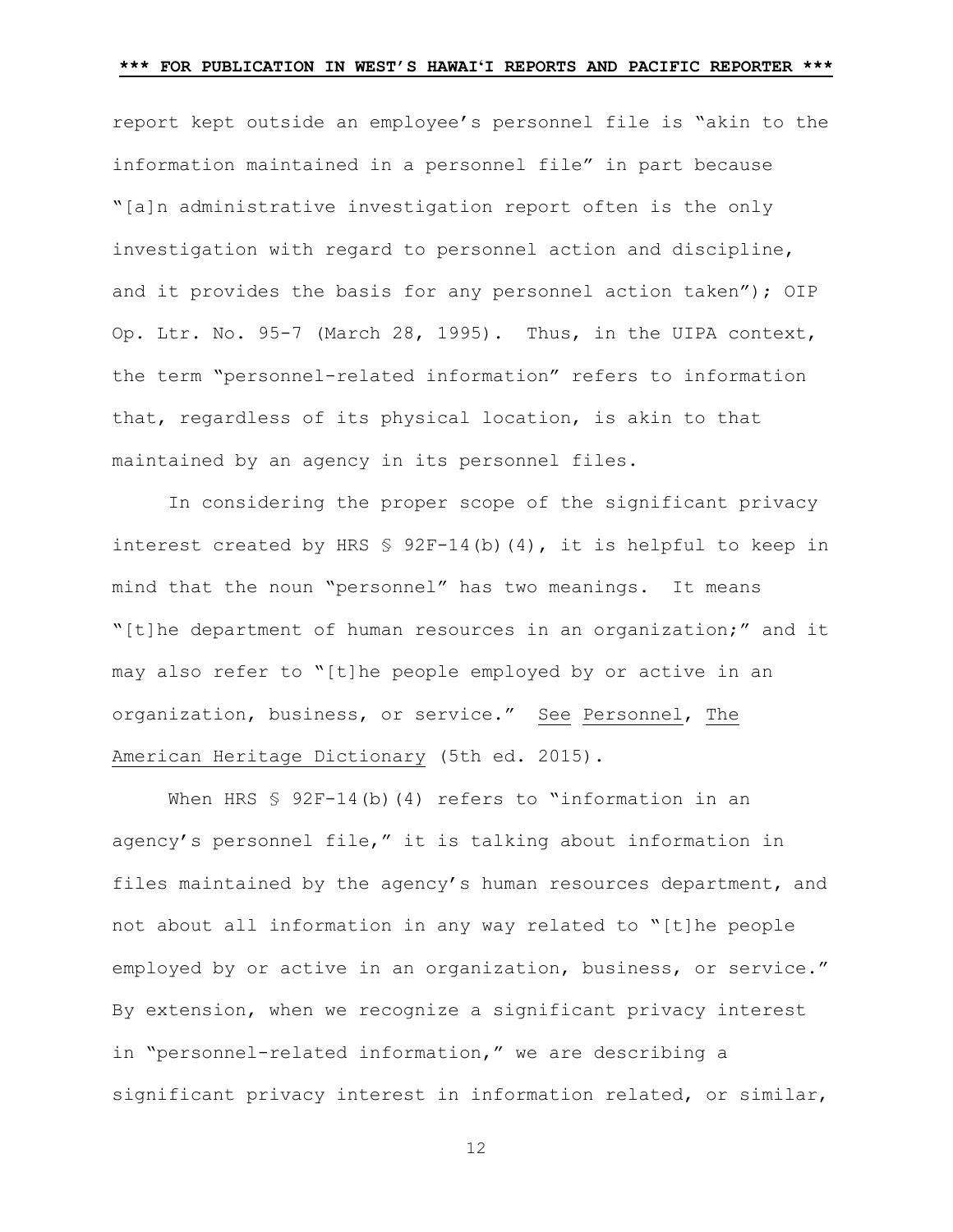report kept outside an employee's personnel file is "akin to the information maintained in a personnel file" in part because "[a]n administrative investigation report often is the only investigation with regard to personnel action and discipline, and it provides the basis for any personnel action taken"); OIP Op. Ltr. No. 95-7 (March 28, 1995). Thus, in the UIPA context, the term "personnel-related information" refers to information that, regardless of its physical location, is akin to that maintained by an agency in its personnel files.

In considering the proper scope of the significant privacy interest created by HRS § 92F-14(b)(4), it is helpful to keep in mind that the noun "personnel" has two meanings. It means "[t]he department of human resources in an organization;" and it may also refer to "[t]he people employed by or active in an organization, business, or service." See Personnel, The American Heritage Dictionary (5th ed. 2015).

When HRS § 92F-14(b)(4) refers to "information in an agency's personnel file," it is talking about information in files maintained by the agency's human resources department, and not about all information in any way related to "[t]he people employed by or active in an organization, business, or service." By extension, when we recognize a significant privacy interest in "personnel-related information," we are describing a significant privacy interest in information related, or similar,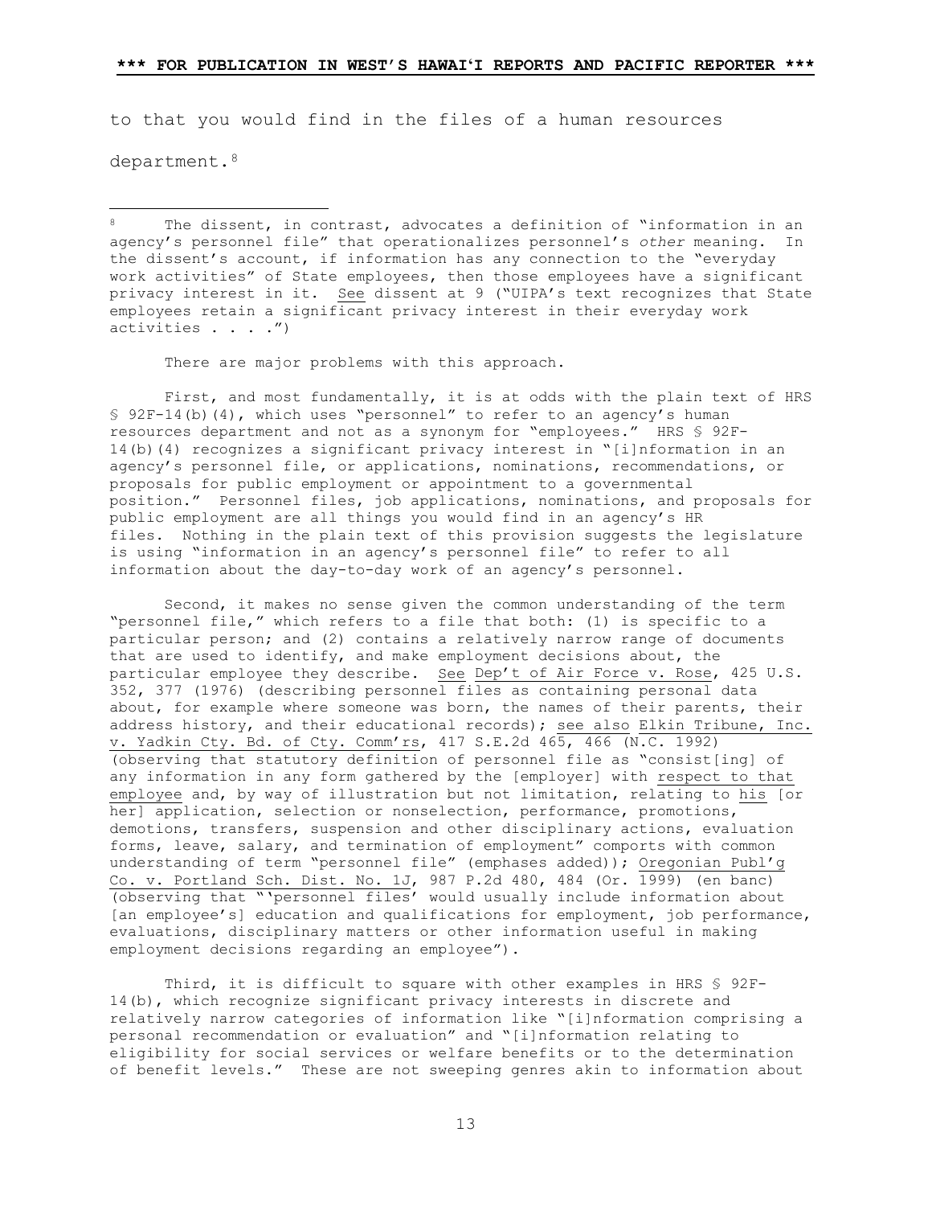to that you would find in the files of a human resources department.[8]

---

[8] The dissent, in contrast, advocates a definition of "information in an agency's personnel file" that operationalizes personnel's *other* meaning. In the dissent's account, if information has any connection to the "everyday work activities" of State employees, then those employees have a significant privacy interest in it. See dissent at 9 ("UIPA's text recognizes that State employees retain a significant privacy interest in their everyday work activities . . . .")

There are major problems with this approach.

First, and most fundamentally, it is at odds with the plain text of HRS § 92F-14(b)(4), which uses "personnel" to refer to an agency's human resources department and not as a synonym for "employees." HRS § 92F-14(b)(4) recognizes a significant privacy interest in "[i]nformation in an agency's personnel file, or applications, nominations, recommendations, or proposals for public employment or appointment to a governmental position." Personnel files, job applications, nominations, and proposals for public employment are all things you would find in an agency's HR files. Nothing in the plain text of this provision suggests the legislature is using "information in an agency's personnel file" to refer to all information about the day-to-day work of an agency's personnel.

Second, it makes no sense given the common understanding of the term "personnel file," which refers to a file that both: (1) is specific to a particular person; and (2) contains a relatively narrow range of documents that are used to identify, and make employment decisions about, the particular employee they describe. See Dep't of Air Force v. Rose, 425 U.S. 352, 377 (1976) (describing personnel files as containing personal data about, for example where someone was born, the names of their parents, their address history, and their educational records); see also Elkin Tribune, Inc. v. Yadkin Cty. Bd. of Cty. Comm'rs, 417 S.E.2d 465, 466 (N.C. 1992) (observing that statutory definition of personnel file as "consist[ing] of any information in any form gathered by the [employer] with respect to that employee and, by way of illustration but not limitation, relating to his [or her] application, selection or nonselection, performance, promotions, demotions, transfers, suspension and other disciplinary actions, evaluation forms, leave, salary, and termination of employment" comports with common understanding of term "personnel file" (emphases added)); Oregonian Publ'g Co. v. Portland Sch. Dist. No. 1J, 987 P.2d 480, 484 (Or. 1999) (en banc) (observing that "'personnel files' would usually include information about [an employee's] education and qualifications for employment, job performance, evaluations, disciplinary matters or other information useful in making employment decisions regarding an employee").

Third, it is difficult to square with other examples in HRS § 92F-14(b), which recognize significant privacy interests in discrete and relatively narrow categories of information like "[i]nformation comprising a personal recommendation or evaluation" and "[i]nformation relating to eligibility for social services or welfare benefits or to the determination of benefit levels." These are not sweeping genres akin to information about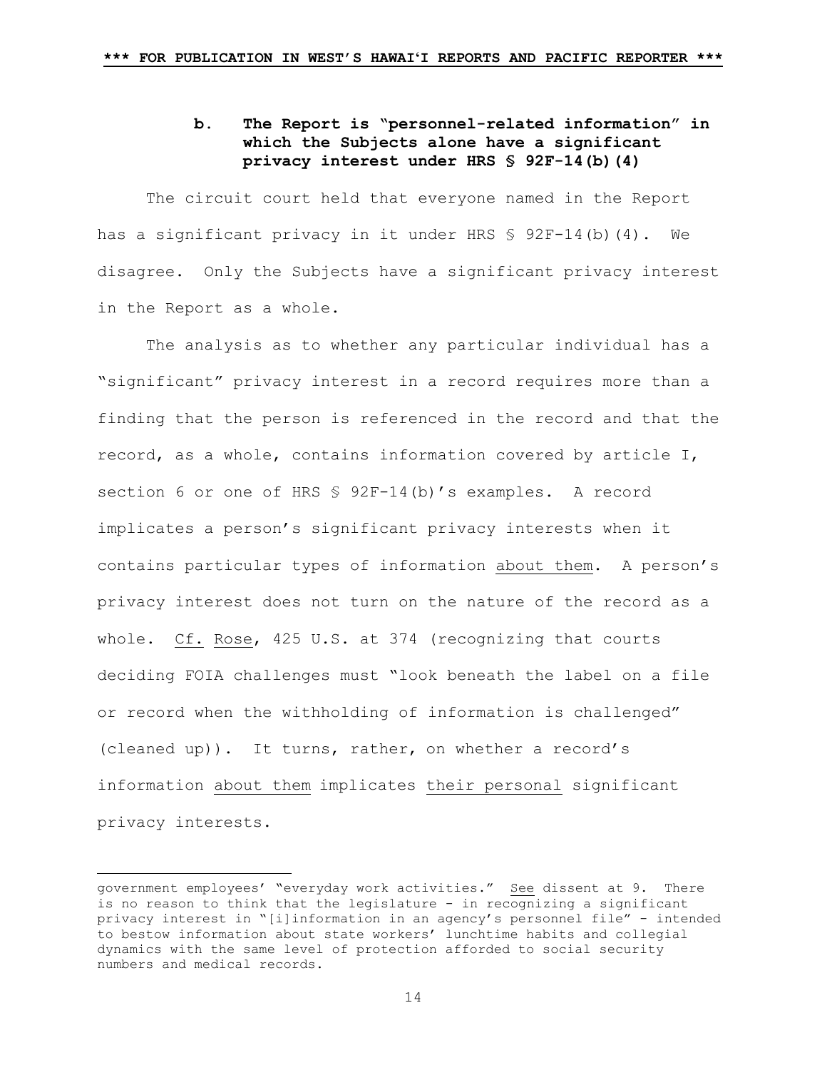### b. The Report is "personnel-related information" in which the Subjects alone have a significant privacy interest under HRS § 92F-14(b)(4)

The circuit court held that everyone named in the Report has a significant privacy in it under HRS § 92F-14(b)(4). We disagree. Only the Subjects have a significant privacy interest in the Report as a whole.

The analysis as to whether any particular individual has a "significant" privacy interest in a record requires more than a finding that the person is referenced in the record and that the record, as a whole, contains information covered by article I, section 6 or one of HRS § 92F-14(b)'s examples. A record implicates a person's significant privacy interests when it contains particular types of information about them. A person's privacy interest does not turn on the nature of the record as a whole. Cf. Rose, 425 U.S. at 374 (recognizing that courts deciding FOIA challenges must "look beneath the label on a file or record when the withholding of information is challenged" (cleaned up)). It turns, rather, on whether a record's information about them implicates their personal significant privacy interests.

---

government employees' "everyday work activities." See dissent at 9. There is no reason to think that the legislature - in recognizing a significant privacy interest in "[i]information in an agency's personnel file" - intended to bestow information about state workers' lunchtime habits and collegial dynamics with the same level of protection afforded to social security numbers and medical records.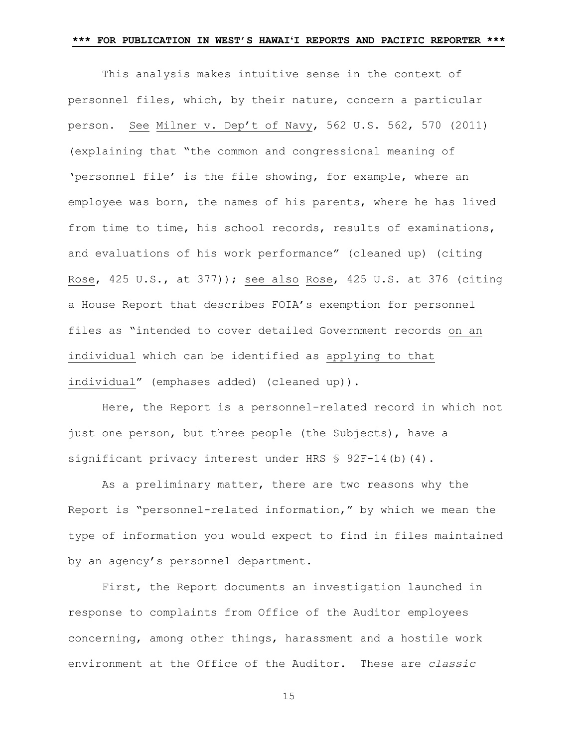This analysis makes intuitive sense in the context of personnel files, which, by their nature, concern a particular person. See Milner v. Dep't of Navy, 562 U.S. 562, 570 (2011) (explaining that "the common and congressional meaning of 'personnel file' is the file showing, for example, where an employee was born, the names of his parents, where he has lived from time to time, his school records, results of examinations, and evaluations of his work performance" (cleaned up) (citing Rose, 425 U.S., at 377)); see also Rose, 425 U.S. at 376 (citing a House Report that describes FOIA's exemption for personnel files as "intended to cover detailed Government records on an individual which can be identified as applying to that individual" (emphases added) (cleaned up)).

Here, the Report is a personnel-related record in which not just one person, but three people (the Subjects), have a significant privacy interest under HRS § 92F-14(b)(4).

As a preliminary matter, there are two reasons why the Report is "personnel-related information," by which we mean the type of information you would expect to find in files maintained by an agency's personnel department.

First, the Report documents an investigation launched in response to complaints from Office of the Auditor employees concerning, among other things, harassment and a hostile work environment at the Office of the Auditor. These are *classic*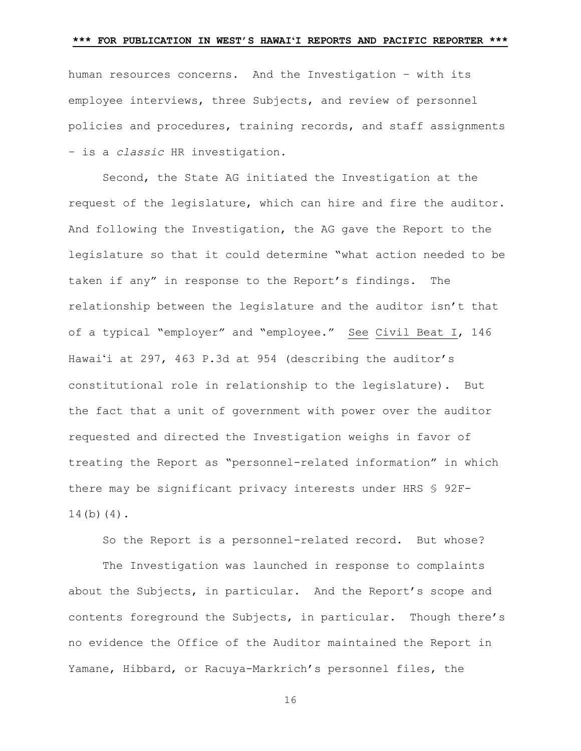human resources concerns. And the Investigation – with its employee interviews, three Subjects, and review of personnel policies and procedures, training records, and staff assignments – is a *classic* HR investigation.

Second, the State AG initiated the Investigation at the request of the legislature, which can hire and fire the auditor. And following the Investigation, the AG gave the Report to the legislature so that it could determine "what action needed to be taken if any" in response to the Report's findings. The relationship between the legislature and the auditor isn't that of a typical "employer" and "employee." See Civil Beat I, 146 Hawaiʻi at 297, 463 P.3d at 954 (describing the auditor's constitutional role in relationship to the legislature). But the fact that a unit of government with power over the auditor requested and directed the Investigation weighs in favor of treating the Report as "personnel-related information" in which there may be significant privacy interests under HRS § 92F-14(b)(4).

So the Report is a personnel-related record. But whose?

The Investigation was launched in response to complaints about the Subjects, in particular. And the Report's scope and contents foreground the Subjects, in particular. Though there's no evidence the Office of the Auditor maintained the Report in Yamane, Hibbard, or Racuya-Markrich's personnel files, the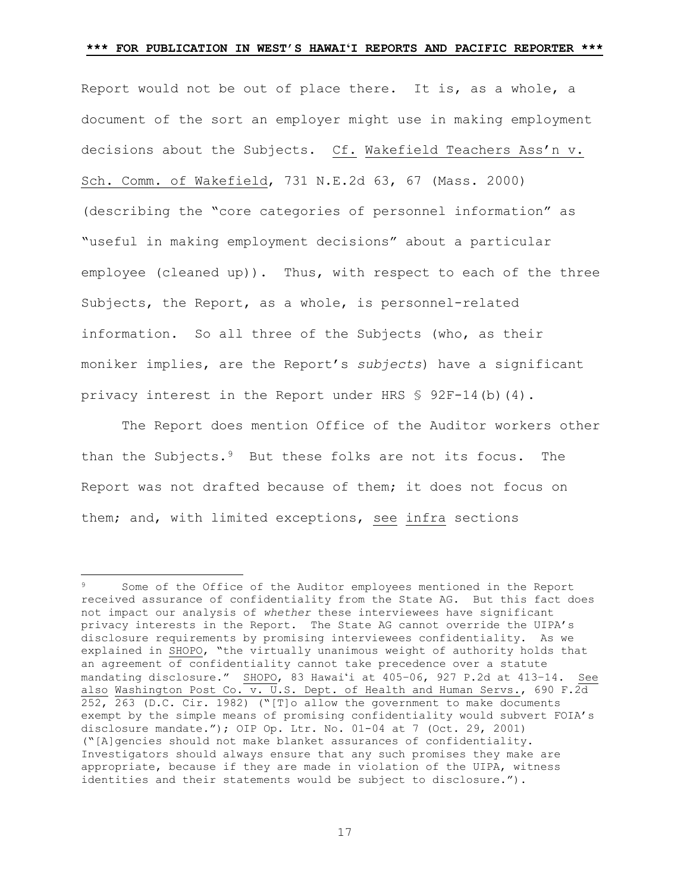Report would not be out of place there. It is, as a whole, a document of the sort an employer might use in making employment decisions about the Subjects. Cf. Wakefield Teachers Ass'n v. Sch. Comm. of Wakefield, 731 N.E.2d 63, 67 (Mass. 2000) (describing the "core categories of personnel information" as "useful in making employment decisions" about a particular employee (cleaned up)). Thus, with respect to each of the three Subjects, the Report, as a whole, is personnel-related information. So all three of the Subjects (who, as their moniker implies, are the Report's *subjects*) have a significant privacy interest in the Report under HRS § 92F-14(b)(4).

The Report does mention Office of the Auditor workers other than the Subjects.[9] But these folks are not its focus. The Report was not drafted because of them; it does not focus on them; and, with limited exceptions, see infra sections

---

[9] Some of the Office of the Auditor employees mentioned in the Report received assurance of confidentiality from the State AG. But this fact does not impact our analysis of *whether* these interviewees have significant privacy interests in the Report. The State AG cannot override the UIPA's disclosure requirements by promising interviewees confidentiality. As we explained in SHOPO, "the virtually unanimous weight of authority holds that an agreement of confidentiality cannot take precedence over a statute mandating disclosure." SHOPO, 83 Hawai'i at 405-06, 927 P.2d at 413-14. See also Washington Post Co. v. U.S. Dept. of Health and Human Servs., 690 F.2d 252, 263 (D.C. Cir. 1982) ("[T]o allow the government to make documents exempt by the simple means of promising confidentiality would subvert FOIA's disclosure mandate."); OIP Op. Ltr. No. 01-04 at 7 (Oct. 29, 2001) ("[A]gencies should not make blanket assurances of confidentiality. Investigators should always ensure that any such promises they make are appropriate, because if they are made in violation of the UIPA, witness identities and their statements would be subject to disclosure.").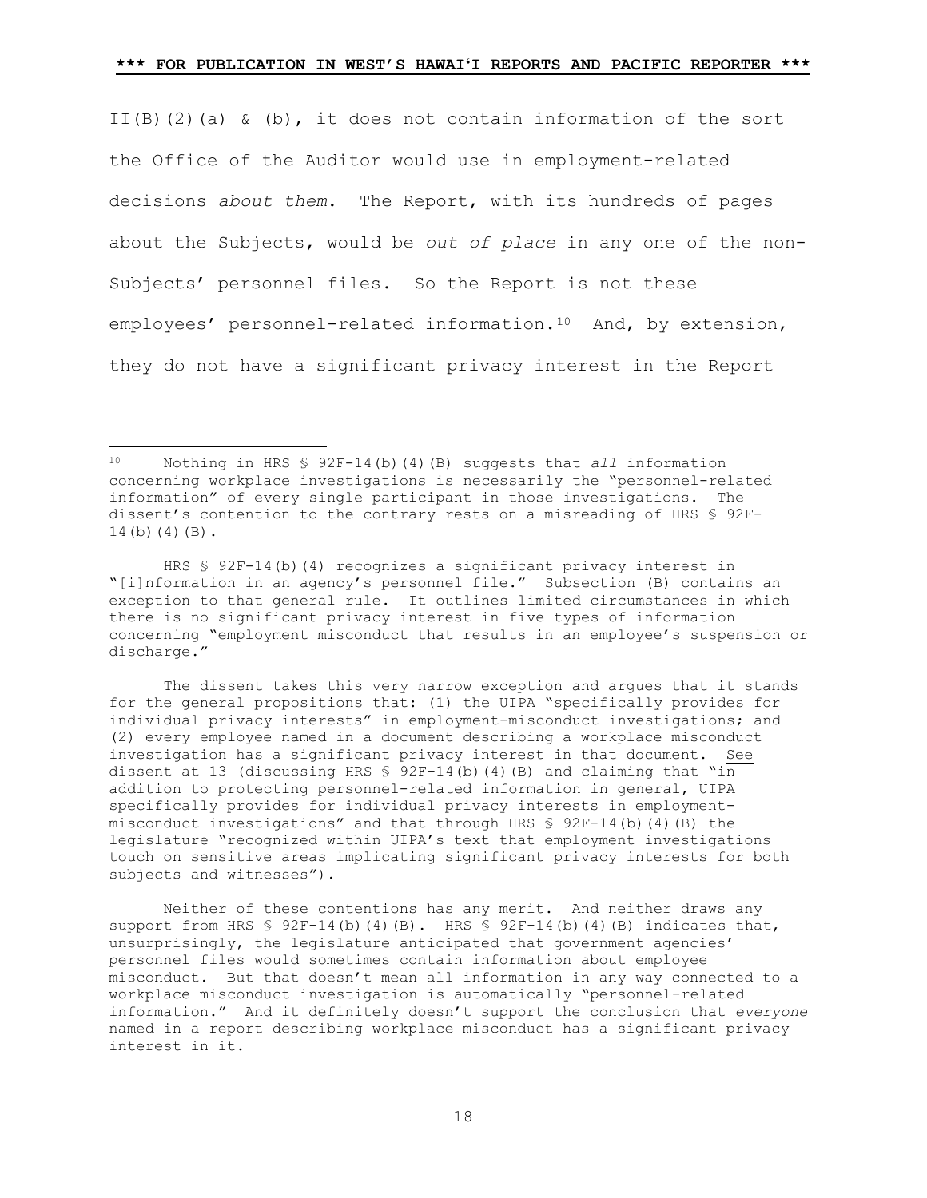II(B)(2)(a) & (b), it does not contain information of the sort the Office of the Auditor would use in employment-related decisions *about them*. The Report, with its hundreds of pages about the Subjects, would be *out of place* in any one of the non-Subjects' personnel files. So the Report is not these employees' personnel-related information.[10] And, by extension, they do not have a significant privacy interest in the Report

---

[10] Nothing in HRS § 92F-14(b)(4)(B) suggests that *all* information concerning workplace investigations is necessarily the "personnel-related information" of every single participant in those investigations. The dissent's contention to the contrary rests on a misreading of HRS § 92F-14(b)(4)(B).

HRS § 92F-14(b)(4) recognizes a significant privacy interest in "[i]nformation in an agency's personnel file." Subsection (B) contains an exception to that general rule. It outlines limited circumstances in which there is no significant privacy interest in five types of information concerning "employment misconduct that results in an employee's suspension or discharge."

The dissent takes this very narrow exception and argues that it stands for the general propositions that: (1) the UIPA "specifically provides for individual privacy interests" in employment-misconduct investigations; and (2) every employee named in a document describing a workplace misconduct investigation has a significant privacy interest in that document. See dissent at 13 (discussing HRS § 92F-14(b)(4)(B) and claiming that "in addition to protecting personnel-related information in general, UIPA specifically provides for individual privacy interests in employment-misconduct investigations" and that through HRS § 92F-14(b)(4)(B) the legislature "recognized within UIPA's text that employment investigations touch on sensitive areas implicating significant privacy interests for both subjects and witnesses").

Neither of these contentions has any merit. And neither draws any support from HRS § 92F-14(b)(4)(B). HRS § 92F-14(b)(4)(B) indicates that, unsurprisingly, the legislature anticipated that government agencies' personnel files would sometimes contain information about employee misconduct. But that doesn't mean all information in any way connected to a workplace misconduct investigation is automatically "personnel-related information." And it definitely doesn't support the conclusion that *everyone* named in a report describing workplace misconduct has a significant privacy interest in it.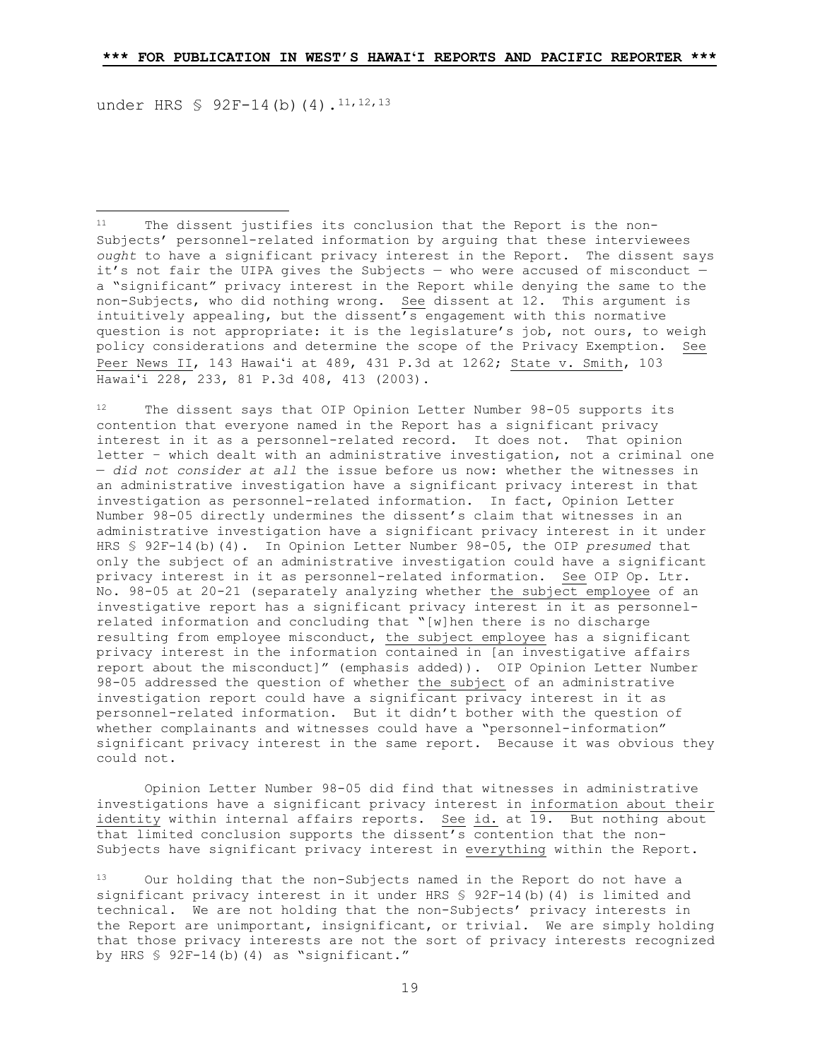under HRS § 92F-14(b)(4).[11,12,13]

---

[11] The dissent justifies its conclusion that the Report is the non-Subjects' personnel-related information by arguing that these interviewees *ought* to have a significant privacy interest in the Report. The dissent says it's not fair the UIPA gives the Subjects — who were accused of misconduct — a "significant" privacy interest in the Report while denying the same to the non-Subjects, who did nothing wrong. See dissent at 12. This argument is intuitively appealing, but the dissent's engagement with this normative question is not appropriate: it is the legislature's job, not ours, to weigh policy considerations and determine the scope of the Privacy Exemption. See Peer News II, 143 Hawaiʻi at 489, 431 P.3d at 1262; State v. Smith, 103 Hawaiʻi 228, 233, 81 P.3d 408, 413 (2003).

[12] The dissent says that OIP Opinion Letter Number 98-05 supports its contention that everyone named in the Report has a significant privacy interest in it as a personnel-related record. It does not. That opinion letter – which dealt with an administrative investigation, not a criminal one — *did not consider at all* the issue before us now: whether the witnesses in an administrative investigation have a significant privacy interest in that investigation as personnel-related information. In fact, Opinion Letter Number 98-05 directly undermines the dissent's claim that witnesses in an administrative investigation have a significant privacy interest in it under HRS § 92F-14(b)(4). In Opinion Letter Number 98-05, the OIP *presumed* that only the subject of an administrative investigation could have a significant privacy interest in it as personnel-related information. See OIP Op. Ltr. No. 98-05 at 20-21 (separately analyzing whether the subject employee of an investigative report has a significant privacy interest in it as personnel-related information and concluding that "[w]hen there is no discharge resulting from employee misconduct, the subject employee has a significant privacy interest in the information contained in [an investigative affairs report about the misconduct]" (emphasis added)). OIP Opinion Letter Number 98-05 addressed the question of whether the subject of an administrative investigation report could have a significant privacy interest in it as personnel-related information. But it didn't bother with the question of whether complainants and witnesses could have a "personnel-information" significant privacy interest in the same report. Because it was obvious they could not.

Opinion Letter Number 98-05 did find that witnesses in administrative investigations have a significant privacy interest in information about their identity within internal affairs reports. See id. at 19. But nothing about that limited conclusion supports the dissent's contention that the non-Subjects have significant privacy interest in everything within the Report.

[13] Our holding that the non-Subjects named in the Report do not have a significant privacy interest in it under HRS § 92F-14(b)(4) is limited and technical. We are not holding that the non-Subjects' privacy interests in the Report are unimportant, insignificant, or trivial. We are simply holding that those privacy interests are not the sort of privacy interests recognized by HRS § 92F-14(b)(4) as "significant."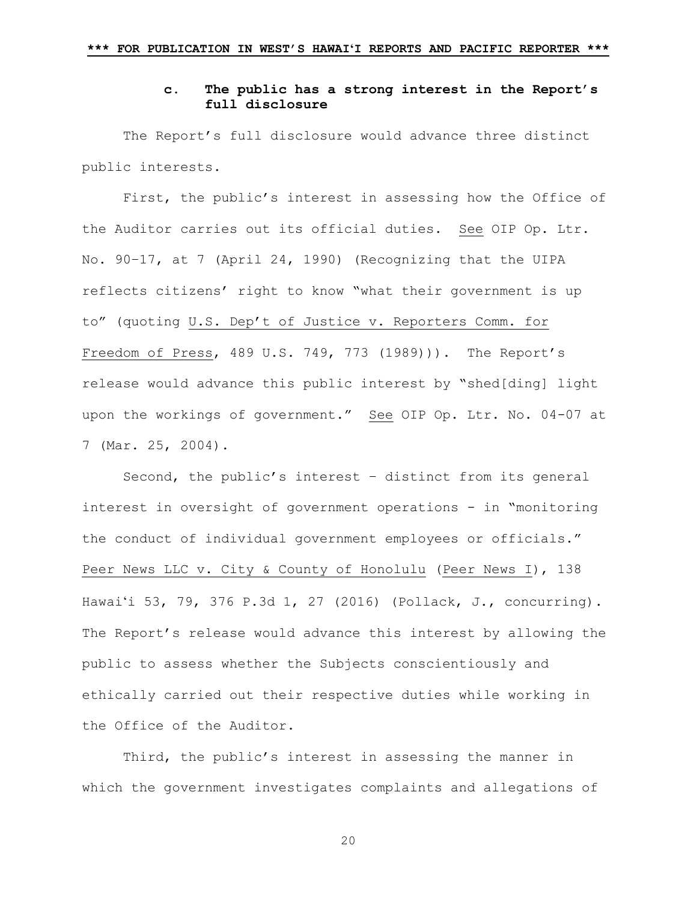### c. The public has a strong interest in the Report's full disclosure

The Report's full disclosure would advance three distinct public interests.

First, the public's interest in assessing how the Office of the Auditor carries out its official duties. See OIP Op. Ltr. No. 90-17, at 7 (April 24, 1990) (Recognizing that the UIPA reflects citizens' right to know "what their government is up to" (quoting U.S. Dep't of Justice v. Reporters Comm. for Freedom of Press, 489 U.S. 749, 773 (1989))). The Report's release would advance this public interest by "shed[ding] light upon the workings of government." See OIP Op. Ltr. No. 04-07 at 7 (Mar. 25, 2004).

Second, the public's interest – distinct from its general interest in oversight of government operations - in "monitoring the conduct of individual government employees or officials." Peer News LLC v. City & County of Honolulu (Peer News I), 138 Hawaiʻi 53, 79, 376 P.3d 1, 27 (2016) (Pollack, J., concurring). The Report's release would advance this interest by allowing the public to assess whether the Subjects conscientiously and ethically carried out their respective duties while working in the Office of the Auditor.

Third, the public's interest in assessing the manner in which the government investigates complaints and allegations of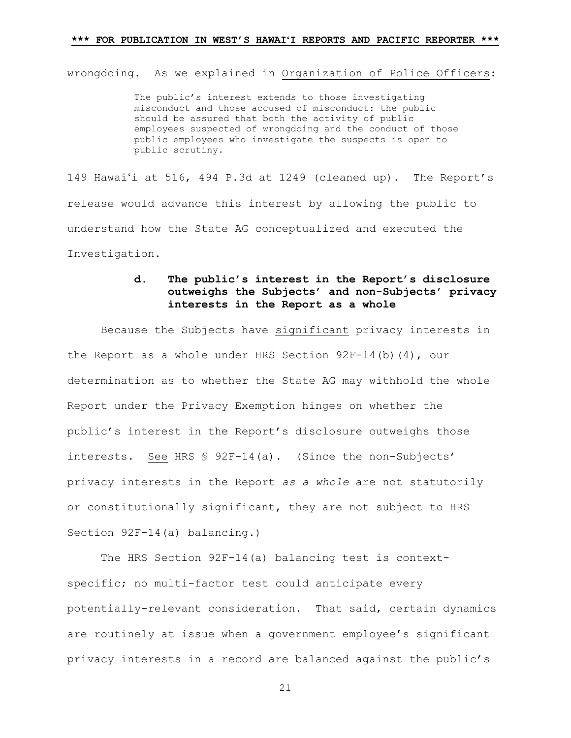wrongdoing. As we explained in Organization of Police Officers:

> The public's interest extends to those investigating misconduct and those accused of misconduct: the public should be assured that both the activity of public employees suspected of wrongdoing and the conduct of those public employees who investigate the suspects is open to public scrutiny.

149 Hawaiʻi at 516, 494 P.3d at 1249 (cleaned up). The Report's release would advance this interest by allowing the public to understand how the State AG conceptualized and executed the Investigation.

#### d. The public's interest in the Report's disclosure outweighs the Subjects' and non-Subjects' privacy interests in the Report as a whole

Because the Subjects have significant privacy interests in the Report as a whole under HRS Section 92F-14(b)(4), our determination as to whether the State AG may withhold the whole Report under the Privacy Exemption hinges on whether the public's interest in the Report's disclosure outweighs those interests. See HRS § 92F-14(a). (Since the non-Subjects' privacy interests in the Report *as a whole* are not statutorily or constitutionally significant, they are not subject to HRS Section 92F-14(a) balancing.)

The HRS Section 92F-14(a) balancing test is context-specific; no multi-factor test could anticipate every potentially-relevant consideration. That said, certain dynamics are routinely at issue when a government employee's significant privacy interests in a record are balanced against the public's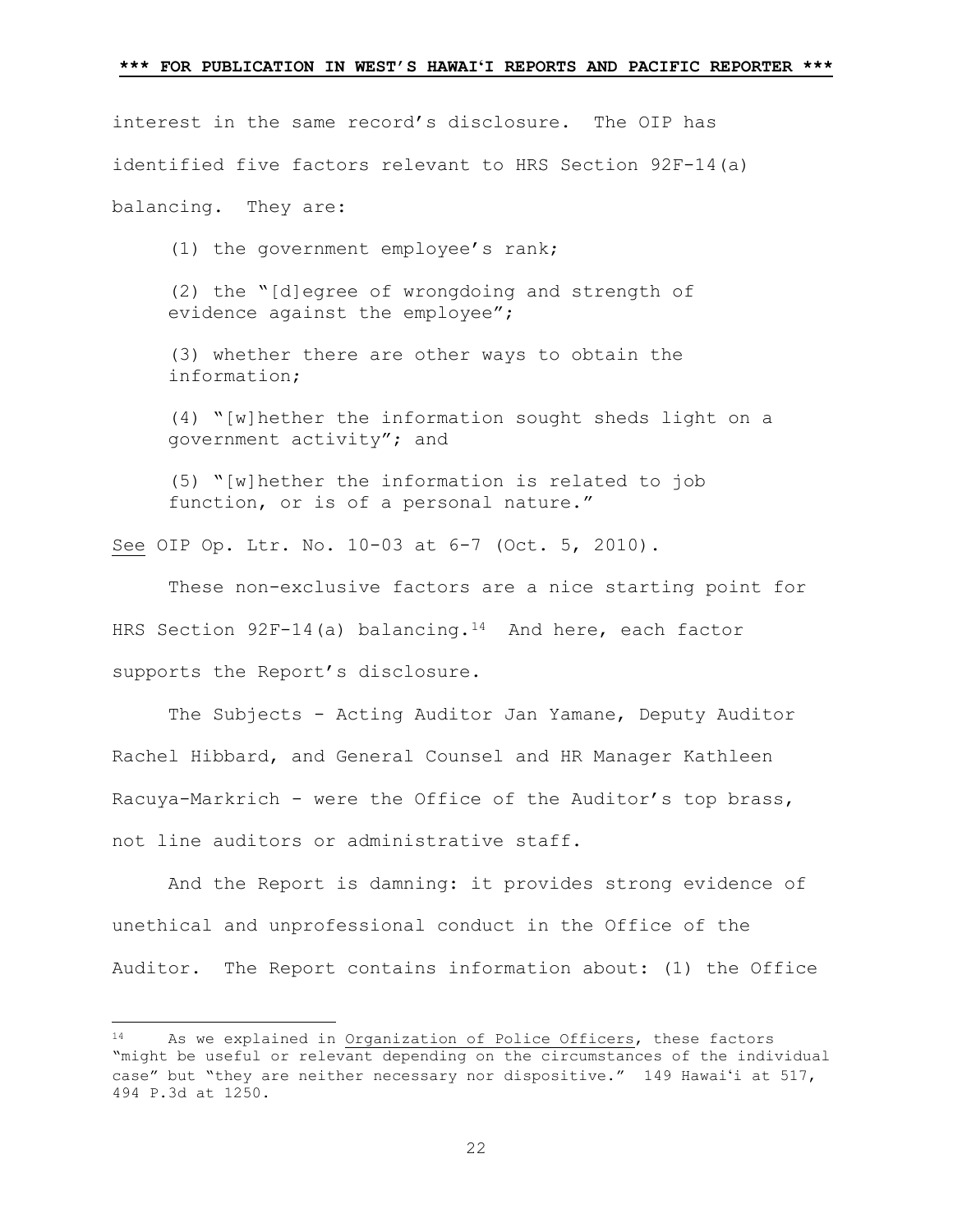interest in the same record's disclosure. The OIP has identified five factors relevant to HRS Section 92F-14(a) balancing. They are:

> (1) the government employee's rank;
>
> (2) the "[d]egree of wrongdoing and strength of evidence against the employee";
>
> (3) whether there are other ways to obtain the information;
>
> (4) "[w]hether the information sought sheds light on a government activity"; and
>
> (5) "[w]hether the information is related to job function, or is of a personal nature."

See OIP Op. Ltr. No. 10-03 at 6-7 (Oct. 5, 2010).

These non-exclusive factors are a nice starting point for HRS Section 92F-14(a) balancing.[14] And here, each factor supports the Report's disclosure.

The Subjects - Acting Auditor Jan Yamane, Deputy Auditor Rachel Hibbard, and General Counsel and HR Manager Kathleen Racuya-Markrich - were the Office of the Auditor's top brass, not line auditors or administrative staff.

And the Report is damning: it provides strong evidence of unethical and unprofessional conduct in the Office of the Auditor. The Report contains information about: (1) the Office

---

[14] As we explained in Organization of Police Officers, these factors "might be useful or relevant depending on the circumstances of the individual case" but "they are neither necessary nor dispositive." 149 Hawai'i at 517, 494 P.3d at 1250.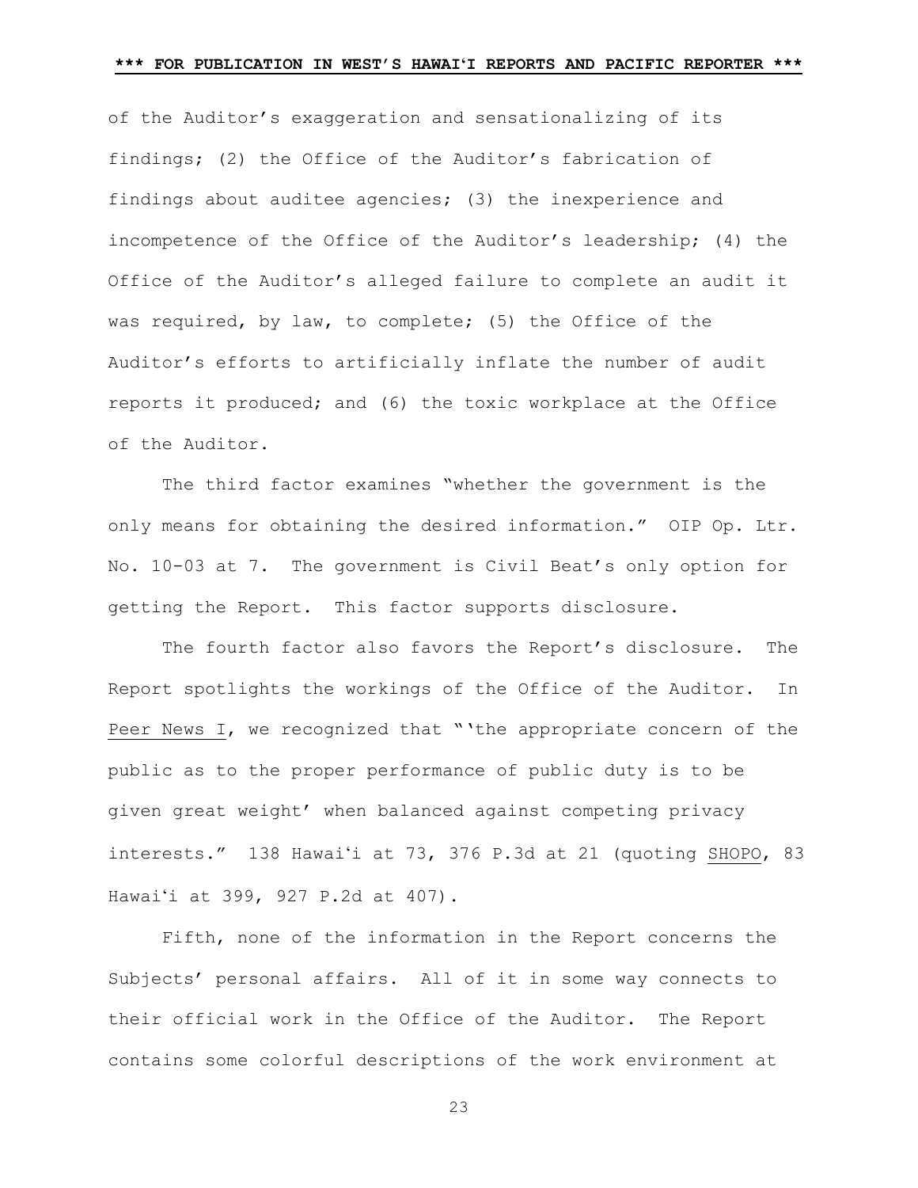of the Auditor's exaggeration and sensationalizing of its findings; (2) the Office of the Auditor's fabrication of findings about auditee agencies; (3) the inexperience and incompetence of the Office of the Auditor's leadership; (4) the Office of the Auditor's alleged failure to complete an audit it was required, by law, to complete; (5) the Office of the Auditor's efforts to artificially inflate the number of audit reports it produced; and (6) the toxic workplace at the Office of the Auditor.

The third factor examines "whether the government is the only means for obtaining the desired information." OIP Op. Ltr. No. 10-03 at 7. The government is Civil Beat's only option for getting the Report. This factor supports disclosure.

The fourth factor also favors the Report's disclosure. The Report spotlights the workings of the Office of the Auditor. In Peer News I, we recognized that "'the appropriate concern of the public as to the proper performance of public duty is to be given great weight' when balanced against competing privacy interests." 138 Hawaiʻi at 73, 376 P.3d at 21 (quoting SHOPO, 83 Hawaiʻi at 399, 927 P.2d at 407).

Fifth, none of the information in the Report concerns the Subjects' personal affairs. All of it in some way connects to their official work in the Office of the Auditor. The Report contains some colorful descriptions of the work environment at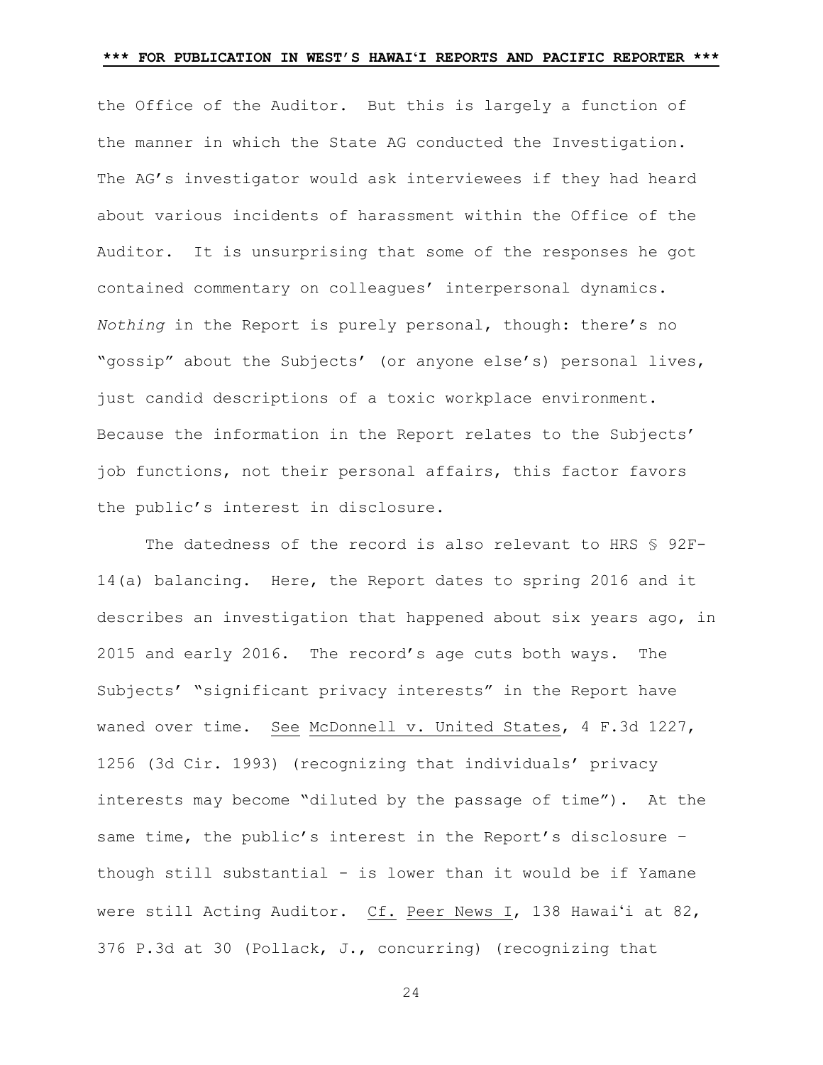the Office of the Auditor. But this is largely a function of the manner in which the State AG conducted the Investigation. The AG's investigator would ask interviewees if they had heard about various incidents of harassment within the Office of the Auditor. It is unsurprising that some of the responses he got contained commentary on colleagues' interpersonal dynamics. *Nothing* in the Report is purely personal, though: there's no "gossip" about the Subjects' (or anyone else's) personal lives, just candid descriptions of a toxic workplace environment. Because the information in the Report relates to the Subjects' job functions, not their personal affairs, this factor favors the public's interest in disclosure.

The datedness of the record is also relevant to HRS § 92F-14(a) balancing. Here, the Report dates to spring 2016 and it describes an investigation that happened about six years ago, in 2015 and early 2016. The record's age cuts both ways. The Subjects' "significant privacy interests" in the Report have waned over time. See McDonnell v. United States, 4 F.3d 1227, 1256 (3d Cir. 1993) (recognizing that individuals' privacy interests may become "diluted by the passage of time"). At the same time, the public's interest in the Report's disclosure – though still substantial - is lower than it would be if Yamane were still Acting Auditor. Cf. Peer News I, 138 Hawaiʻi at 82, 376 P.3d at 30 (Pollack, J., concurring) (recognizing that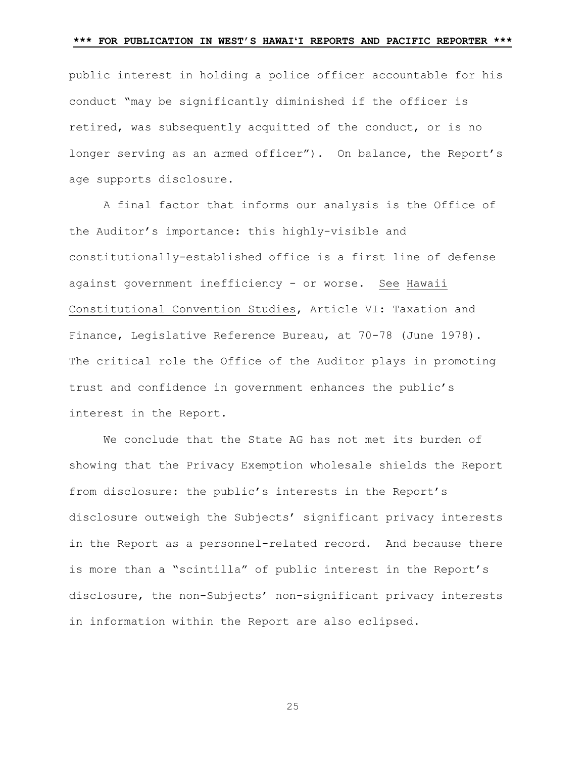public interest in holding a police officer accountable for his conduct "may be significantly diminished if the officer is retired, was subsequently acquitted of the conduct, or is no longer serving as an armed officer"). On balance, the Report's age supports disclosure.

A final factor that informs our analysis is the Office of the Auditor's importance: this highly-visible and constitutionally-established office is a first line of defense against government inefficiency - or worse. See Hawaii Constitutional Convention Studies, Article VI: Taxation and Finance, Legislative Reference Bureau, at 70-78 (June 1978). The critical role the Office of the Auditor plays in promoting trust and confidence in government enhances the public's interest in the Report.

We conclude that the State AG has not met its burden of showing that the Privacy Exemption wholesale shields the Report from disclosure: the public's interests in the Report's disclosure outweigh the Subjects' significant privacy interests in the Report as a personnel-related record. And because there is more than a "scintilla" of public interest in the Report's disclosure, the non-Subjects' non-significant privacy interests in information within the Report are also eclipsed.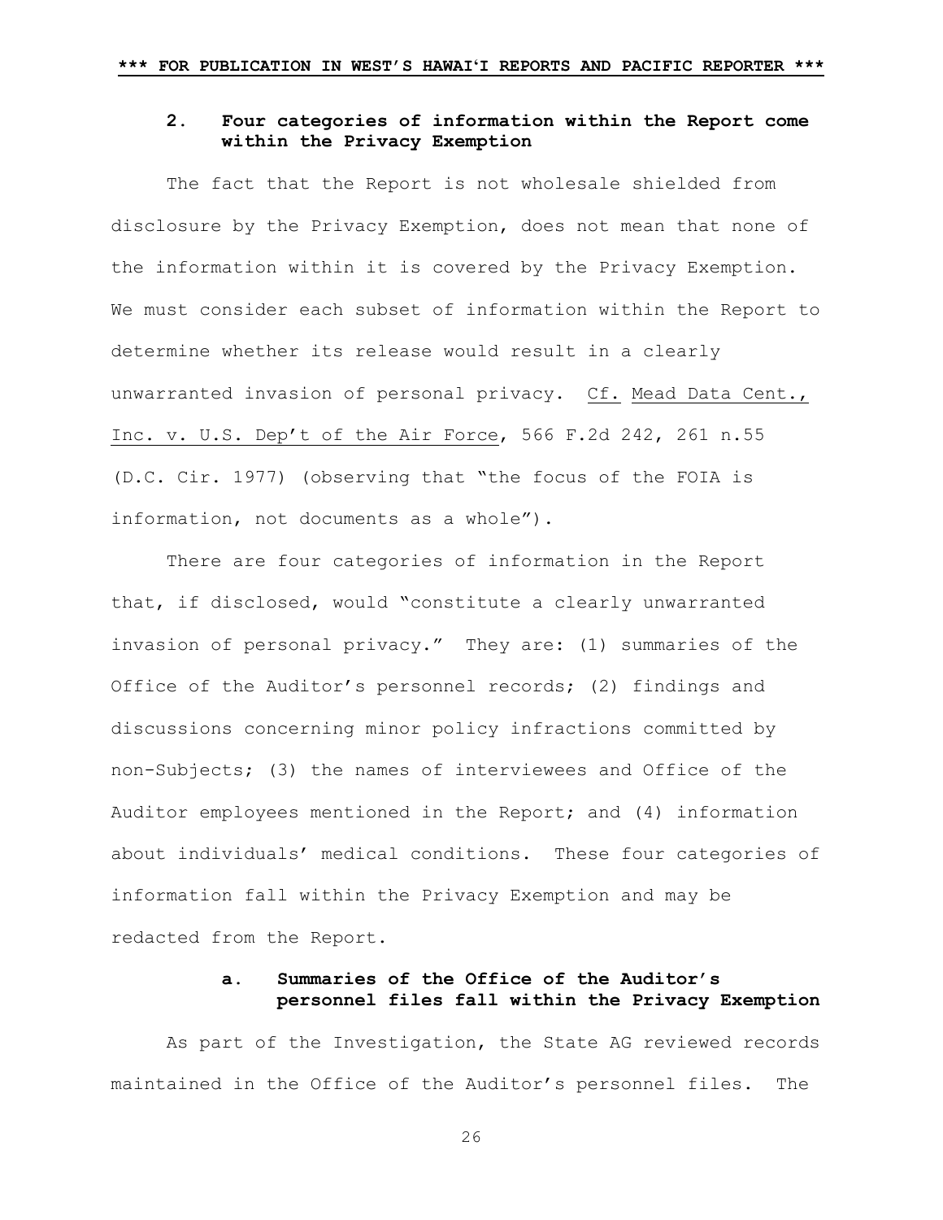### 2. Four categories of information within the Report come within the Privacy Exemption

The fact that the Report is not wholesale shielded from disclosure by the Privacy Exemption, does not mean that none of the information within it is covered by the Privacy Exemption. We must consider each subset of information within the Report to determine whether its release would result in a clearly unwarranted invasion of personal privacy. Cf. Mead Data Cent., Inc. v. U.S. Dep't of the Air Force, 566 F.2d 242, 261 n.55 (D.C. Cir. 1977) (observing that "the focus of the FOIA is information, not documents as a whole").

There are four categories of information in the Report that, if disclosed, would "constitute a clearly unwarranted invasion of personal privacy." They are: (1) summaries of the Office of the Auditor's personnel records; (2) findings and discussions concerning minor policy infractions committed by non-Subjects; (3) the names of interviewees and Office of the Auditor employees mentioned in the Report; and (4) information about individuals' medical conditions. These four categories of information fall within the Privacy Exemption and may be redacted from the Report.

#### a. Summaries of the Office of the Auditor's personnel files fall within the Privacy Exemption

As part of the Investigation, the State AG reviewed records maintained in the Office of the Auditor's personnel files. The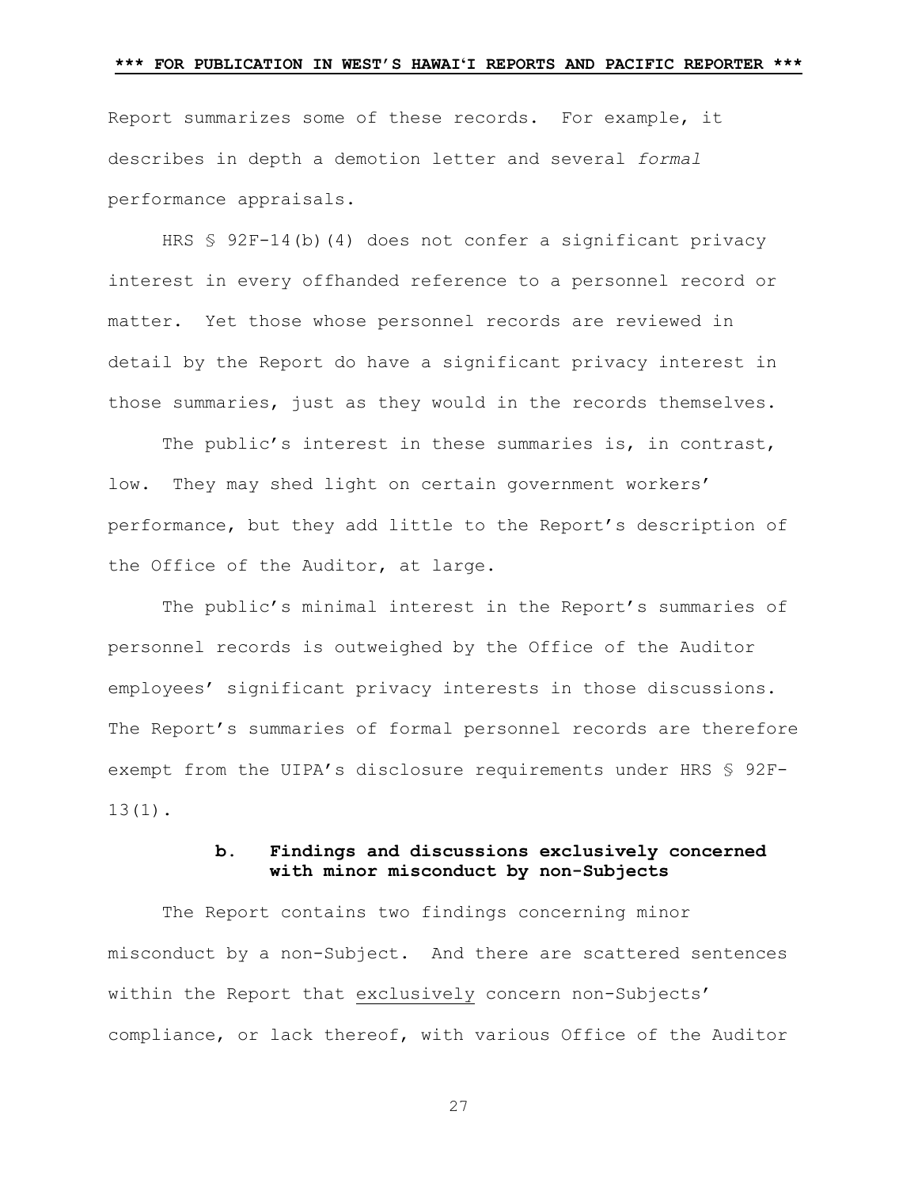Report summarizes some of these records. For example, it describes in depth a demotion letter and several *formal* performance appraisals.

HRS § 92F-14(b)(4) does not confer a significant privacy interest in every offhanded reference to a personnel record or matter. Yet those whose personnel records are reviewed in detail by the Report do have a significant privacy interest in those summaries, just as they would in the records themselves.

The public's interest in these summaries is, in contrast, low. They may shed light on certain government workers' performance, but they add little to the Report's description of the Office of the Auditor, at large.

The public's minimal interest in the Report's summaries of personnel records is outweighed by the Office of the Auditor employees' significant privacy interests in those discussions. The Report's summaries of formal personnel records are therefore exempt from the UIPA's disclosure requirements under HRS § 92F-13(1).

**b. Findings and discussions exclusively concerned with minor misconduct by non-Subjects**

The Report contains two findings concerning minor misconduct by a non-Subject. And there are scattered sentences within the Report that <u>exclusively</u> concern non-Subjects' compliance, or lack thereof, with various Office of the Auditor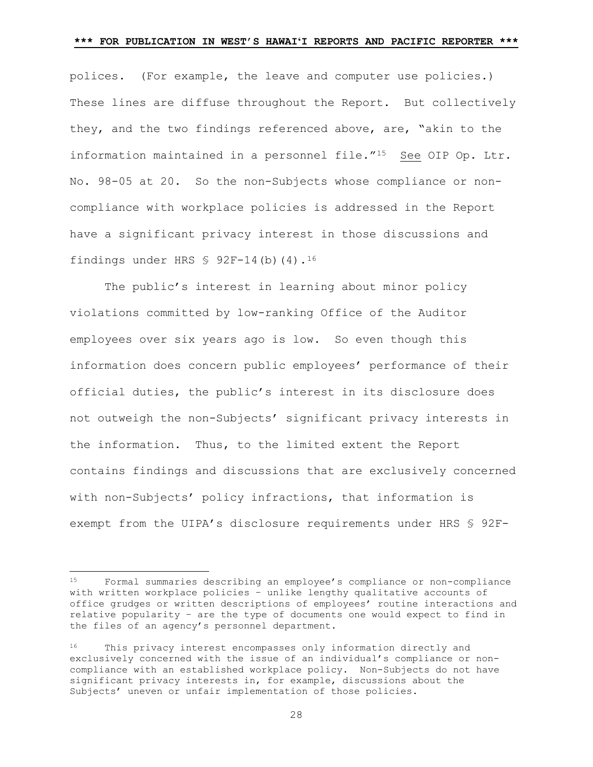polices. (For example, the leave and computer use policies.) These lines are diffuse throughout the Report. But collectively they, and the two findings referenced above, are, "akin to the information maintained in a personnel file."[15] See OIP Op. Ltr. No. 98-05 at 20. So the non-Subjects whose compliance or non-compliance with workplace policies is addressed in the Report have a significant privacy interest in those discussions and findings under HRS § 92F-14(b)(4).[16]

The public's interest in learning about minor policy violations committed by low-ranking Office of the Auditor employees over six years ago is low. So even though this information does concern public employees' performance of their official duties, the public's interest in its disclosure does not outweigh the non-Subjects' significant privacy interests in the information. Thus, to the limited extent the Report contains findings and discussions that are exclusively concerned with non-Subjects' policy infractions, that information is exempt from the UIPA's disclosure requirements under HRS § 92F-

---

[15] Formal summaries describing an employee's compliance or non-compliance with written workplace policies – unlike lengthy qualitative accounts of office grudges or written descriptions of employees' routine interactions and relative popularity – are the type of documents one would expect to find in the files of an agency's personnel department.

[16] This privacy interest encompasses only information directly and exclusively concerned with the issue of an individual's compliance or non-compliance with an established workplace policy. Non-Subjects do not have significant privacy interests in, for example, discussions about the Subjects' uneven or unfair implementation of those policies.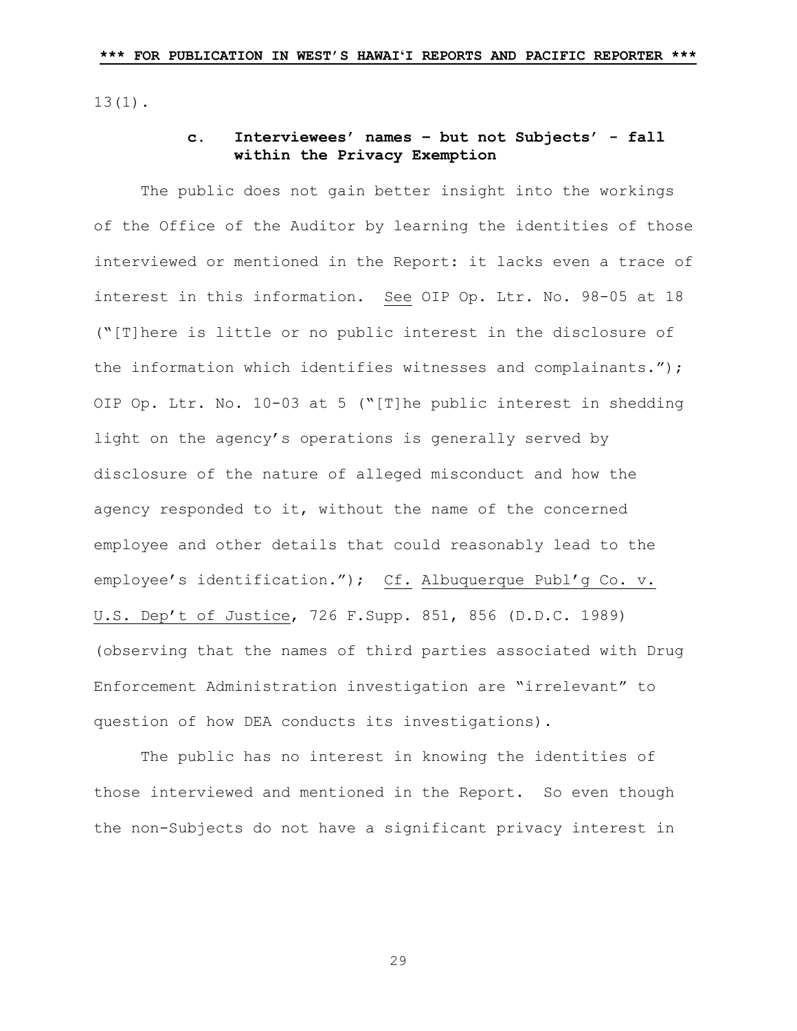13(1).

#### c. Interviewees' names – but not Subjects' - fall within the Privacy Exemption

The public does not gain better insight into the workings of the Office of the Auditor by learning the identities of those interviewed or mentioned in the Report: it lacks even a trace of interest in this information. See OIP Op. Ltr. No. 98-05 at 18 ("[T]here is little or no public interest in the disclosure of the information which identifies witnesses and complainants."); OIP Op. Ltr. No. 10-03 at 5 ("[T]he public interest in shedding light on the agency's operations is generally served by disclosure of the nature of alleged misconduct and how the agency responded to it, without the name of the concerned employee and other details that could reasonably lead to the employee's identification."); Cf. Albuquerque Publ'g Co. v. U.S. Dep't of Justice, 726 F.Supp. 851, 856 (D.D.C. 1989) (observing that the names of third parties associated with Drug Enforcement Administration investigation are "irrelevant" to question of how DEA conducts its investigations).

The public has no interest in knowing the identities of those interviewed and mentioned in the Report. So even though the non-Subjects do not have a significant privacy interest in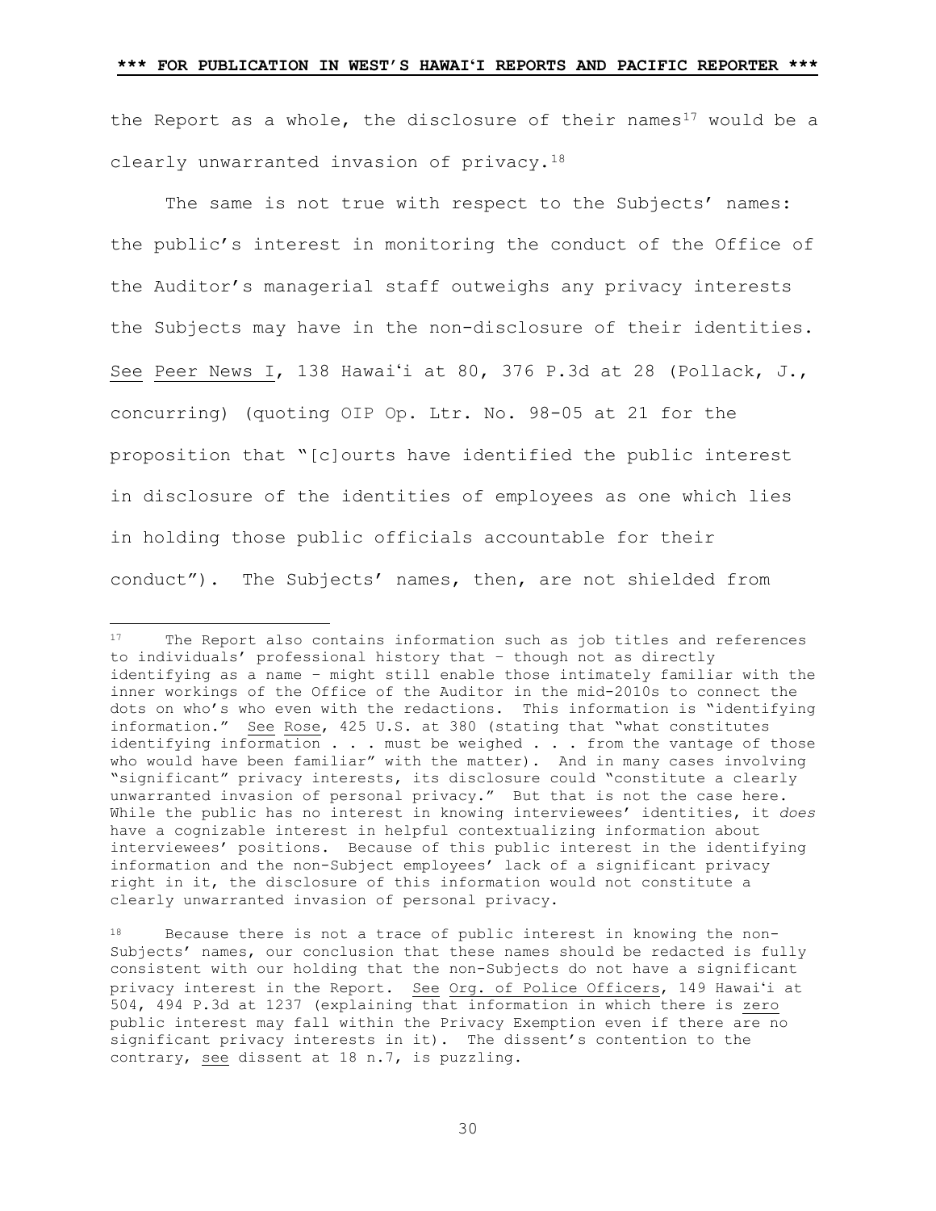the Report as a whole, the disclosure of their names[17] would be a clearly unwarranted invasion of privacy.[18]

The same is not true with respect to the Subjects' names: the public's interest in monitoring the conduct of the Office of the Auditor's managerial staff outweighs any privacy interests the Subjects may have in the non-disclosure of their identities. See Peer News I, 138 Hawaiʻi at 80, 376 P.3d at 28 (Pollack, J., concurring) (quoting OIP Op. Ltr. No. 98-05 at 21 for the proposition that "[c]ourts have identified the public interest in disclosure of the identities of employees as one which lies in holding those public officials accountable for their conduct"). The Subjects' names, then, are not shielded from

---

[17] The Report also contains information such as job titles and references to individuals' professional history that – though not as directly identifying as a name – might still enable those intimately familiar with the inner workings of the Office of the Auditor in the mid-2010s to connect the dots on who's who even with the redactions. This information is "identifying information." See Rose, 425 U.S. at 380 (stating that "what constitutes identifying information . . . must be weighed . . . from the vantage of those who would have been familiar" with the matter). And in many cases involving "significant" privacy interests, its disclosure could "constitute a clearly unwarranted invasion of personal privacy." But that is not the case here. While the public has no interest in knowing interviewees' identities, it *does* have a cognizable interest in helpful contextualizing information about interviewees' positions. Because of this public interest in the identifying information and the non-Subject employees' lack of a significant privacy right in it, the disclosure of this information would not constitute a clearly unwarranted invasion of personal privacy.

[18] Because there is not a trace of public interest in knowing the non-Subjects' names, our conclusion that these names should be redacted is fully consistent with our holding that the non-Subjects do not have a significant privacy interest in the Report. See Org. of Police Officers, 149 Hawaiʻi at 504, 494 P.3d at 1237 (explaining that information in which there is zero public interest may fall within the Privacy Exemption even if there are no significant privacy interests in it). The dissent's contention to the contrary, see dissent at 18 n.7, is puzzling.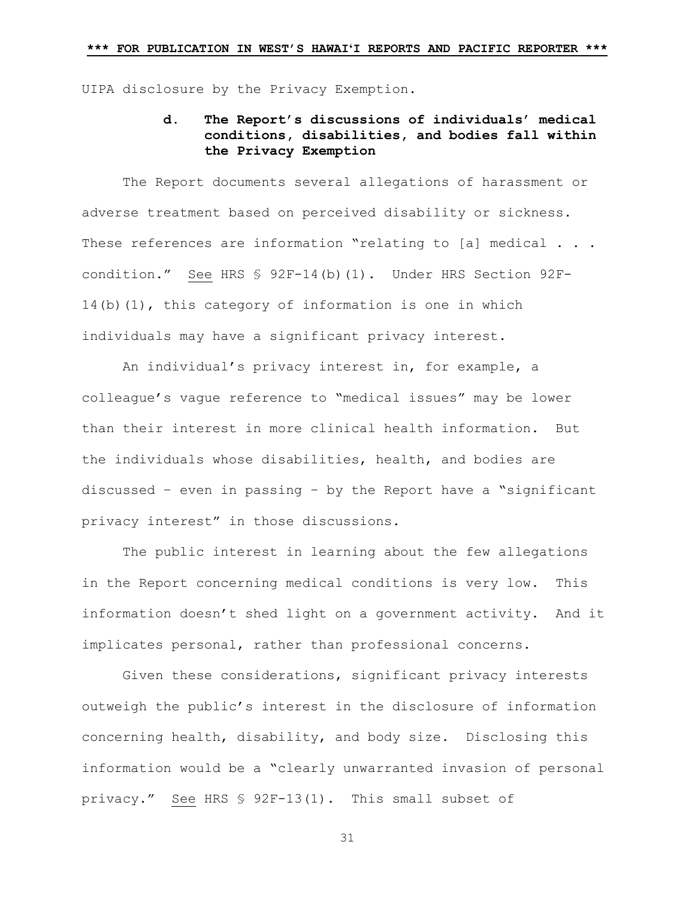UIPA disclosure by the Privacy Exemption.

### d. The Report's discussions of individuals' medical conditions, disabilities, and bodies fall within the Privacy Exemption

The Report documents several allegations of harassment or adverse treatment based on perceived disability or sickness. These references are information "relating to [a] medical . . . condition." See HRS § 92F-14(b)(1). Under HRS Section 92F-14(b)(1), this category of information is one in which individuals may have a significant privacy interest.

An individual's privacy interest in, for example, a colleague's vague reference to "medical issues" may be lower than their interest in more clinical health information. But the individuals whose disabilities, health, and bodies are discussed – even in passing – by the Report have a "significant privacy interest" in those discussions.

The public interest in learning about the few allegations in the Report concerning medical conditions is very low. This information doesn't shed light on a government activity. And it implicates personal, rather than professional concerns.

Given these considerations, significant privacy interests outweigh the public's interest in the disclosure of information concerning health, disability, and body size. Disclosing this information would be a "clearly unwarranted invasion of personal privacy." See HRS § 92F-13(1). This small subset of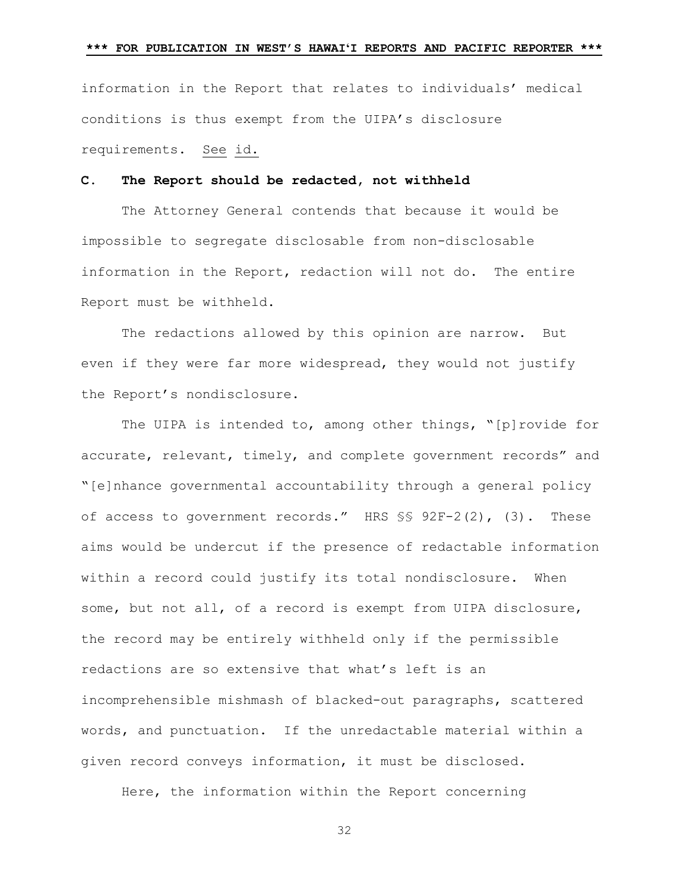information in the Report that relates to individuals' medical conditions is thus exempt from the UIPA's disclosure requirements. See id.

### C. The Report should be redacted, not withheld

The Attorney General contends that because it would be impossible to segregate disclosable from non-disclosable information in the Report, redaction will not do. The entire Report must be withheld.

The redactions allowed by this opinion are narrow. But even if they were far more widespread, they would not justify the Report's nondisclosure.

The UIPA is intended to, among other things, "[p]rovide for accurate, relevant, timely, and complete government records" and "[e]nhance governmental accountability through a general policy of access to government records." HRS §§ 92F-2(2), (3). These aims would be undercut if the presence of redactable information within a record could justify its total nondisclosure. When some, but not all, of a record is exempt from UIPA disclosure, the record may be entirely withheld only if the permissible redactions are so extensive that what's left is an incomprehensible mishmash of blacked-out paragraphs, scattered words, and punctuation. If the unredactable material within a given record conveys information, it must be disclosed.

Here, the information within the Report concerning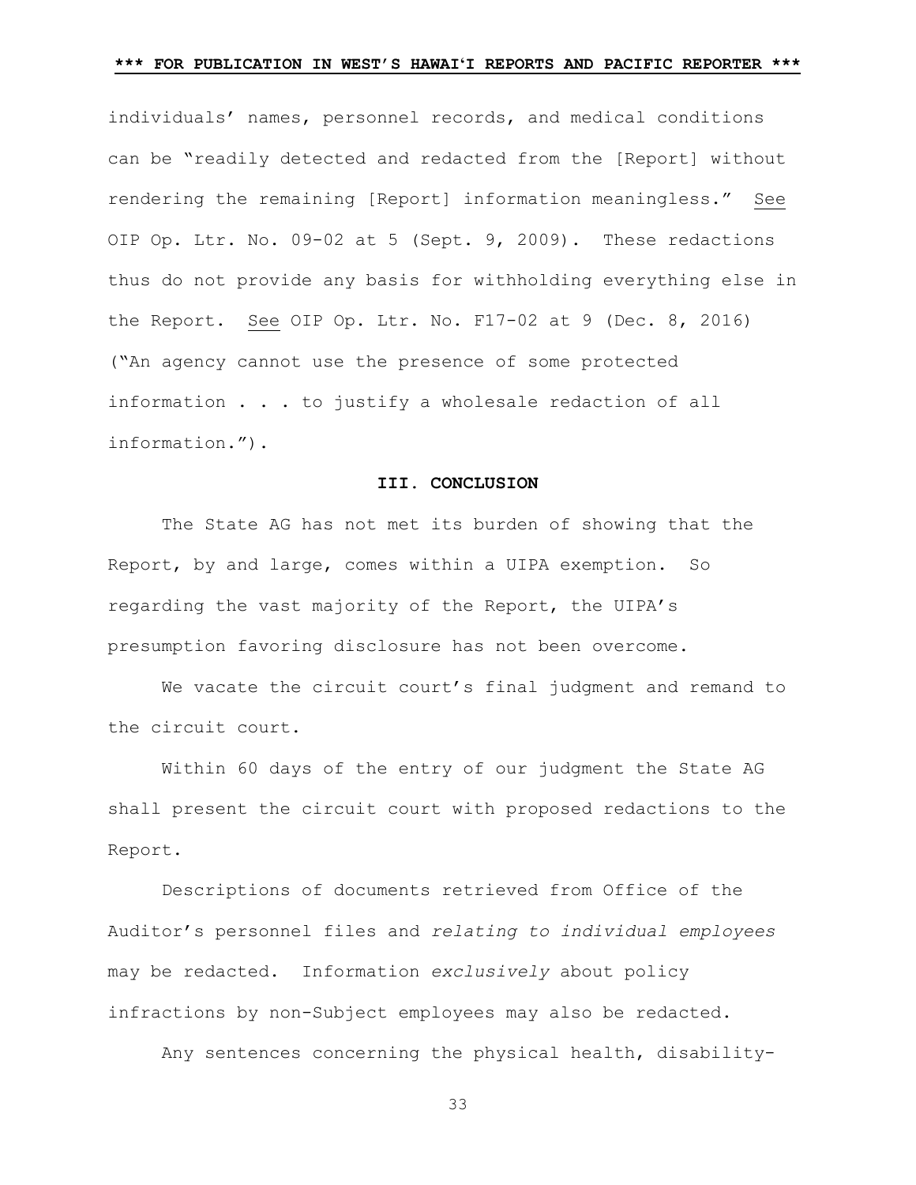individuals' names, personnel records, and medical conditions can be "readily detected and redacted from the [Report] without rendering the remaining [Report] information meaningless." See OIP Op. Ltr. No. 09-02 at 5 (Sept. 9, 2009). These redactions thus do not provide any basis for withholding everything else in the Report. See OIP Op. Ltr. No. F17-02 at 9 (Dec. 8, 2016) ("An agency cannot use the presence of some protected information . . . to justify a wholesale redaction of all information.").

## III. CONCLUSION

The State AG has not met its burden of showing that the Report, by and large, comes within a UIPA exemption. So regarding the vast majority of the Report, the UIPA's presumption favoring disclosure has not been overcome.

We vacate the circuit court's final judgment and remand to the circuit court.

Within 60 days of the entry of our judgment the State AG shall present the circuit court with proposed redactions to the Report.

Descriptions of documents retrieved from Office of the Auditor's personnel files and *relating to individual employees* may be redacted. Information *exclusively* about policy infractions by non-Subject employees may also be redacted.

Any sentences concerning the physical health, disability-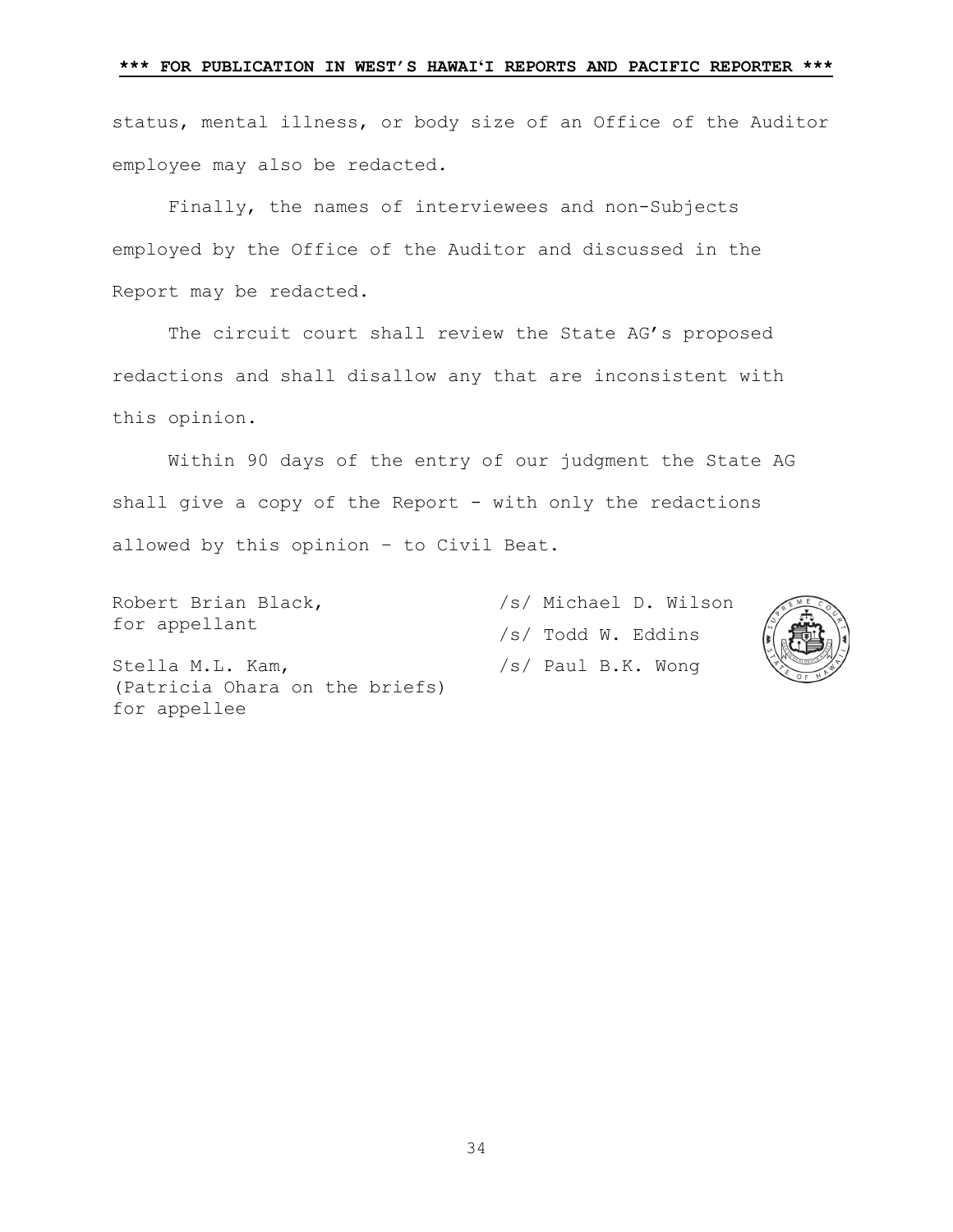status, mental illness, or body size of an Office of the Auditor employee may also be redacted.

Finally, the names of interviewees and non-Subjects employed by the Office of the Auditor and discussed in the Report may be redacted.

The circuit court shall review the State AG's proposed redactions and shall disallow any that are inconsistent with this opinion.

Within 90 days of the entry of our judgment the State AG shall give a copy of the Report - with only the redactions allowed by this opinion – to Civil Beat.

Robert Brian Black,
for appellant

Stella M.L. Kam,
(Patricia Ohara on the briefs)
for appellee

/s/ Michael D. Wilson

/s/ Todd W. Eddins

/s/ Paul B.K. Wong